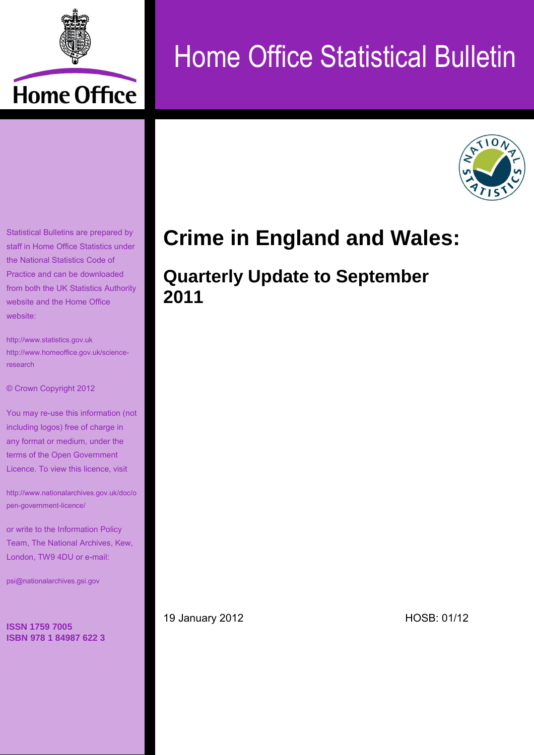Home Office

# Home Office Statistical Bulletin

# Crime in England and Wales:

## Quarterly Update to September 2011

19 January 2012

HOSB: 01/12

Statistical Bulletins are prepared by staff in Home Office Statistics under the National Statistics Code of Practice and can be downloaded from both the UK Statistics Authority website and the Home Office website:

http://www.statistics.gov.uk
http://www.homeoffice.gov.uk/science-research

© Crown Copyright 2012

You may re-use this information (not including logos) free of charge in any format or medium, under the terms of the Open Government Licence. To view this licence, visit

http://www.nationalarchives.gov.uk/doc/open-government-licence/

or write to the Information Policy Team, The National Archives, Kew, London, TW9 4DU or e-mail:

psi@nationalarchives.gsi.gov

**ISSN 1759 7005**
**ISBN 978 1 84987 622 3**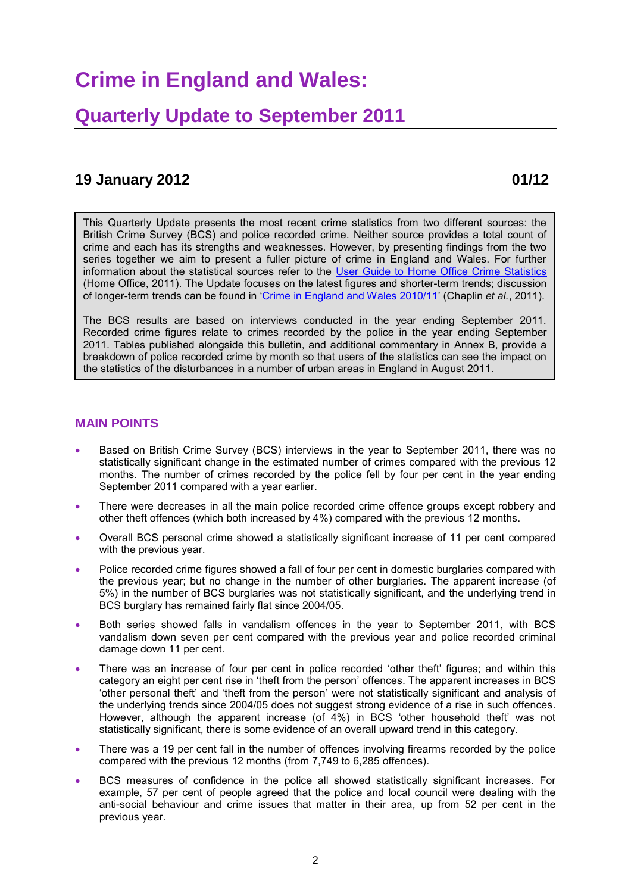# Crime in England and Wales:

## Quarterly Update to September 2011

### 19 January 2012 01/12

This Quarterly Update presents the most recent crime statistics from two different sources: the British Crime Survey (BCS) and police recorded crime. Neither source provides a total count of crime and each has its strengths and weaknesses. However, by presenting findings from the two series together we aim to present a fuller picture of crime in England and Wales. For further information about the statistical sources refer to the User Guide to Home Office Crime Statistics (Home Office, 2011). The Update focuses on the latest figures and shorter-term trends; discussion of longer-term trends can be found in 'Crime in England and Wales 2010/11' (Chaplin *et al.*, 2011).

The BCS results are based on interviews conducted in the year ending September 2011. Recorded crime figures relate to crimes recorded by the police in the year ending September 2011. Tables published alongside this bulletin, and additional commentary in Annex B, provide a breakdown of police recorded crime by month so that users of the statistics can see the impact on the statistics of the disturbances in a number of urban areas in England in August 2011.

### MAIN POINTS

- Based on British Crime Survey (BCS) interviews in the year to September 2011, there was no statistically significant change in the estimated number of crimes compared with the previous 12 months. The number of crimes recorded by the police fell by four per cent in the year ending September 2011 compared with a year earlier.
- There were decreases in all the main police recorded crime offence groups except robbery and other theft offences (which both increased by 4%) compared with the previous 12 months.
- Overall BCS personal crime showed a statistically significant increase of 11 per cent compared with the previous year.
- Police recorded crime figures showed a fall of four per cent in domestic burglaries compared with the previous year; but no change in the number of other burglaries. The apparent increase (of 5%) in the number of BCS burglaries was not statistically significant, and the underlying trend in BCS burglary has remained fairly flat since 2004/05.
- Both series showed falls in vandalism offences in the year to September 2011, with BCS vandalism down seven per cent compared with the previous year and police recorded criminal damage down 11 per cent.
- There was an increase of four per cent in police recorded 'other theft' figures; and within this category an eight per cent rise in 'theft from the person' offences. The apparent increases in BCS 'other personal theft' and 'theft from the person' were not statistically significant and analysis of the underlying trends since 2004/05 does not suggest strong evidence of a rise in such offences. However, although the apparent increase (of 4%) in BCS 'other household theft' was not statistically significant, there is some evidence of an overall upward trend in this category.
- There was a 19 per cent fall in the number of offences involving firearms recorded by the police compared with the previous 12 months (from 7,749 to 6,285 offences).
- BCS measures of confidence in the police all showed statistically significant increases. For example, 57 per cent of people agreed that the police and local council were dealing with the anti-social behaviour and crime issues that matter in their area, up from 52 per cent in the previous year.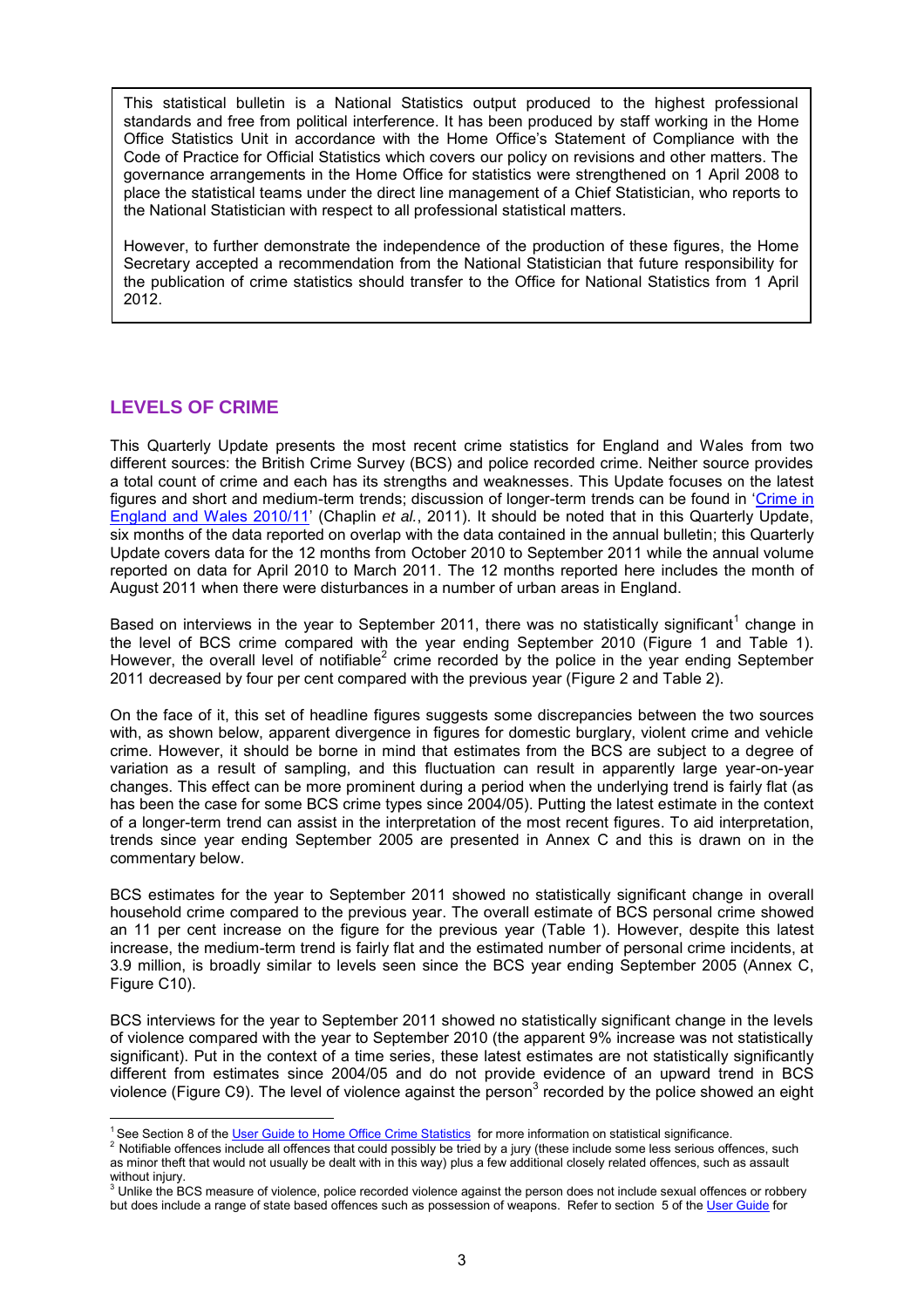This statistical bulletin is a National Statistics output produced to the highest professional standards and free from political interference. It has been produced by staff working in the Home Office Statistics Unit in accordance with the Home Office's Statement of Compliance with the Code of Practice for Official Statistics which covers our policy on revisions and other matters. The governance arrangements in the Home Office for statistics were strengthened on 1 April 2008 to place the statistical teams under the direct line management of a Chief Statistician, who reports to the National Statistician with respect to all professional statistical matters.

However, to further demonstrate the independence of the production of these figures, the Home Secretary accepted a recommendation from the National Statistician that future responsibility for the publication of crime statistics should transfer to the Office for National Statistics from 1 April 2012.

## LEVELS OF CRIME

This Quarterly Update presents the most recent crime statistics for England and Wales from two different sources: the British Crime Survey (BCS) and police recorded crime. Neither source provides a total count of crime and each has its strengths and weaknesses. This Update focuses on the latest figures and short and medium-term trends; discussion of longer-term trends can be found in 'Crime in England and Wales 2010/11' (Chaplin *et al.*, 2011). It should be noted that in this Quarterly Update, six months of the data reported on overlap with the data contained in the annual bulletin; this Quarterly Update covers data for the 12 months from October 2010 to September 2011 while the annual volume reported on data for April 2010 to March 2011. The 12 months reported here includes the month of August 2011 when there were disturbances in a number of urban areas in England.

Based on interviews in the year to September 2011, there was no statistically significant[1] change in the level of BCS crime compared with the year ending September 2010 (Figure 1 and Table 1). However, the overall level of notifiable[2] crime recorded by the police in the year ending September 2011 decreased by four per cent compared with the previous year (Figure 2 and Table 2).

On the face of it, this set of headline figures suggests some discrepancies between the two sources with, as shown below, apparent divergence in figures for domestic burglary, violent crime and vehicle crime. However, it should be borne in mind that estimates from the BCS are subject to a degree of variation as a result of sampling, and this fluctuation can result in apparently large year-on-year changes. This effect can be more prominent during a period when the underlying trend is fairly flat (as has been the case for some BCS crime types since 2004/05). Putting the latest estimate in the context of a longer-term trend can assist in the interpretation of the most recent figures. To aid interpretation, trends since year ending September 2005 are presented in Annex C and this is drawn on in the commentary below.

BCS estimates for the year to September 2011 showed no statistically significant change in overall household crime compared to the previous year. The overall estimate of BCS personal crime showed an 11 per cent increase on the figure for the previous year (Table 1). However, despite this latest increase, the medium-term trend is fairly flat and the estimated number of personal crime incidents, at 3.9 million, is broadly similar to levels seen since the BCS year ending September 2005 (Annex C, Figure C10).

BCS interviews for the year to September 2011 showed no statistically significant change in the levels of violence compared with the year to September 2010 (the apparent 9% increase was not statistically significant). Put in the context of a time series, these latest estimates are not statistically significantly different from estimates since 2004/05 and do not provide evidence of an upward trend in BCS violence (Figure C9). The level of violence against the person[3] recorded by the police showed an eight

---

[1] See Section 8 of the User Guide to Home Office Crime Statistics for more information on statistical significance.

[2] Notifiable offences include all offences that could possibly be tried by a jury (these include some less serious offences, such as minor theft that would not usually be dealt with in this way) plus a few additional closely related offences, such as assault without injury.

[3] Unlike the BCS measure of violence, police recorded violence against the person does not include sexual offences or robbery but does include a range of state based offences such as possession of weapons. Refer to section 5 of the User Guide for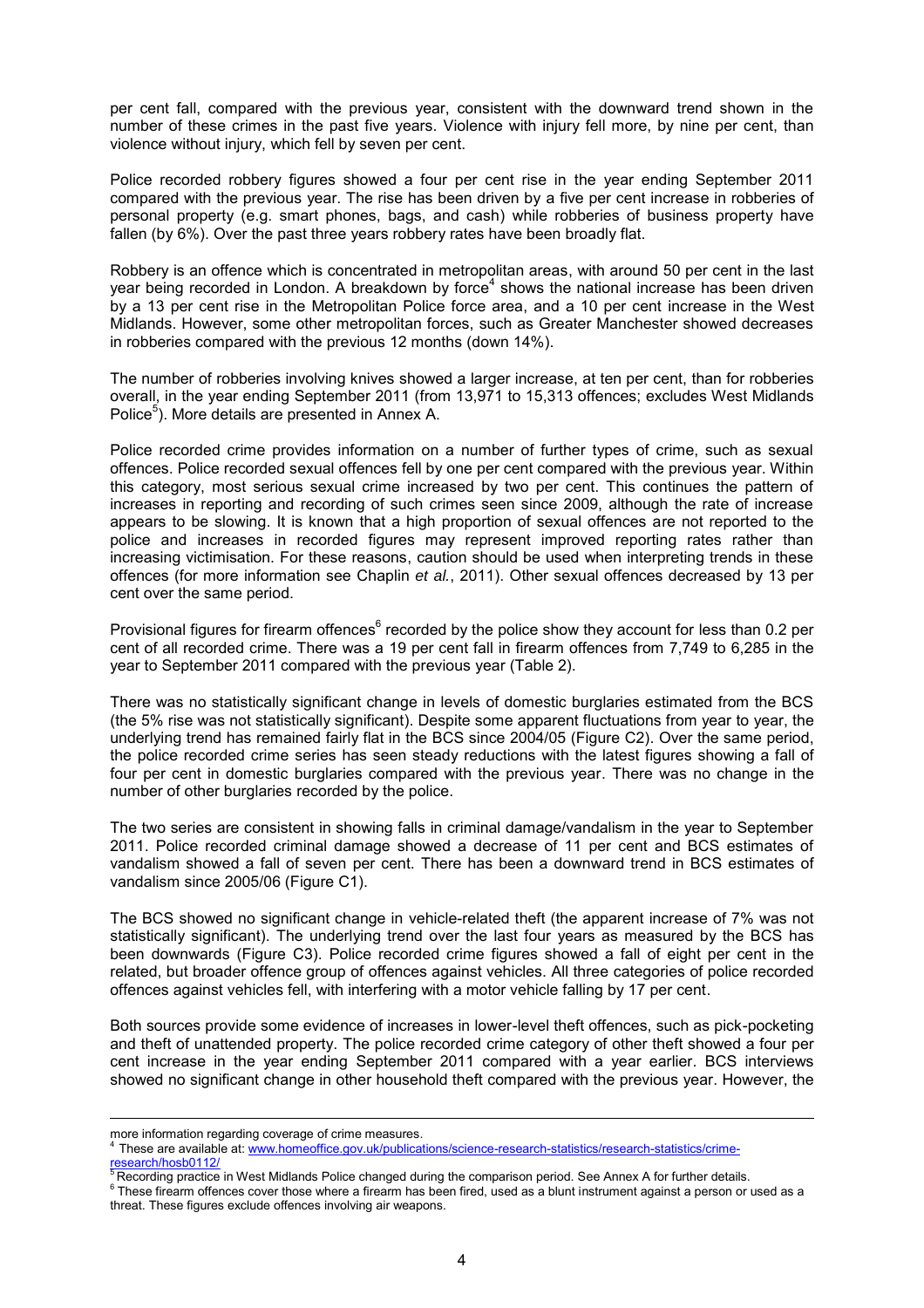per cent fall, compared with the previous year, consistent with the downward trend shown in the number of these crimes in the past five years. Violence with injury fell more, by nine per cent, than violence without injury, which fell by seven per cent.

Police recorded robbery figures showed a four per cent rise in the year ending September 2011 compared with the previous year. The rise has been driven by a five per cent increase in robberies of personal property (e.g. smart phones, bags, and cash) while robberies of business property have fallen (by 6%). Over the past three years robbery rates have been broadly flat.

Robbery is an offence which is concentrated in metropolitan areas, with around 50 per cent in the last year being recorded in London. A breakdown by force[4] shows the national increase has been driven by a 13 per cent rise in the Metropolitan Police force area, and a 10 per cent increase in the West Midlands. However, some other metropolitan forces, such as Greater Manchester showed decreases in robberies compared with the previous 12 months (down 14%).

The number of robberies involving knives showed a larger increase, at ten per cent, than for robberies overall, in the year ending September 2011 (from 13,971 to 15,313 offences; excludes West Midlands Police[5]). More details are presented in Annex A.

Police recorded crime provides information on a number of further types of crime, such as sexual offences. Police recorded sexual offences fell by one per cent compared with the previous year. Within this category, most serious sexual crime increased by two per cent. This continues the pattern of increases in reporting and recording of such crimes seen since 2009, although the rate of increase appears to be slowing. It is known that a high proportion of sexual offences are not reported to the police and increases in recorded figures may represent improved reporting rates rather than increasing victimisation. For these reasons, caution should be used when interpreting trends in these offences (for more information see Chaplin *et al.*, 2011). Other sexual offences decreased by 13 per cent over the same period.

Provisional figures for firearm offences[6] recorded by the police show they account for less than 0.2 per cent of all recorded crime. There was a 19 per cent fall in firearm offences from 7,749 to 6,285 in the year to September 2011 compared with the previous year (Table 2).

There was no statistically significant change in levels of domestic burglaries estimated from the BCS (the 5% rise was not statistically significant). Despite some apparent fluctuations from year to year, the underlying trend has remained fairly flat in the BCS since 2004/05 (Figure C2). Over the same period, the police recorded crime series has seen steady reductions with the latest figures showing a fall of four per cent in domestic burglaries compared with the previous year. There was no change in the number of other burglaries recorded by the police.

The two series are consistent in showing falls in criminal damage/vandalism in the year to September 2011. Police recorded criminal damage showed a decrease of 11 per cent and BCS estimates of vandalism showed a fall of seven per cent. There has been a downward trend in BCS estimates of vandalism since 2005/06 (Figure C1).

The BCS showed no significant change in vehicle-related theft (the apparent increase of 7% was not statistically significant). The underlying trend over the last four years as measured by the BCS has been downwards (Figure C3). Police recorded crime figures showed a fall of eight per cent in the related, but broader offence group of offences against vehicles. All three categories of police recorded offences against vehicles fell, with interfering with a motor vehicle falling by 17 per cent.

Both sources provide some evidence of increases in lower-level theft offences, such as pick-pocketing and theft of unattended property. The police recorded crime category of other theft showed a four per cent increase in the year ending September 2011 compared with a year earlier. BCS interviews showed no significant change in other household theft compared with the previous year. However, the

---

more information regarding coverage of crime measures.

[4] These are available at: www.homeoffice.gov.uk/publications/science-research-statistics/research-statistics/crime-research/hosb0112/

[5] Recording practice in West Midlands Police changed during the comparison period. See Annex A for further details.

[6] These firearm offences cover those where a firearm has been fired, used as a blunt instrument against a person or used as a threat. These figures exclude offences involving air weapons.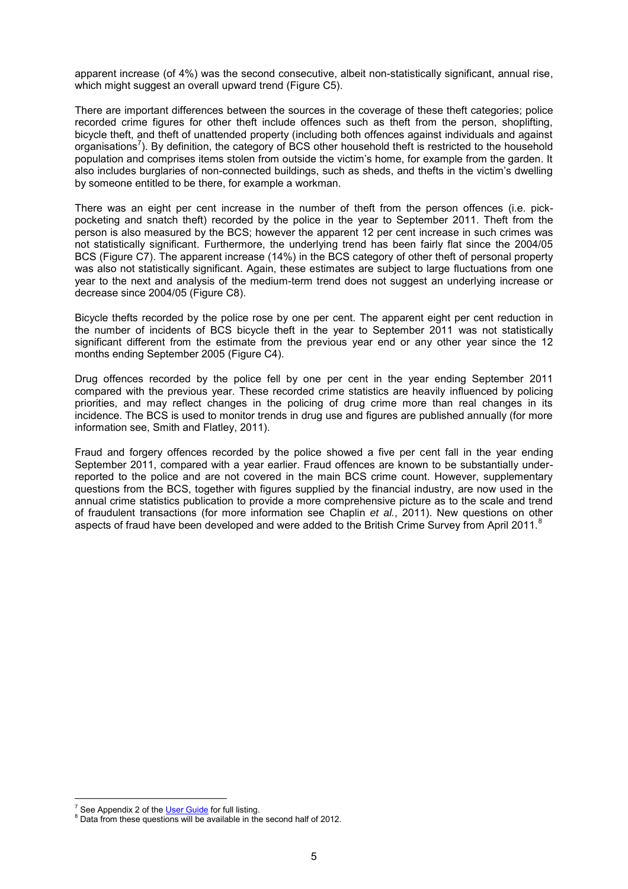apparent increase (of 4%) was the second consecutive, albeit non-statistically significant, annual rise, which might suggest an overall upward trend (Figure C5).

There are important differences between the sources in the coverage of these theft categories; police recorded crime figures for other theft include offences such as theft from the person, shoplifting, bicycle theft, and theft of unattended property (including both offences against individuals and against organisations[7]). By definition, the category of BCS other household theft is restricted to the household population and comprises items stolen from outside the victim's home, for example from the garden. It also includes burglaries of non-connected buildings, such as sheds, and thefts in the victim's dwelling by someone entitled to be there, for example a workman.

There was an eight per cent increase in the number of theft from the person offences (i.e. pick-pocketing and snatch theft) recorded by the police in the year to September 2011. Theft from the person is also measured by the BCS; however the apparent 12 per cent increase in such crimes was not statistically significant. Furthermore, the underlying trend has been fairly flat since the 2004/05 BCS (Figure C7). The apparent increase (14%) in the BCS category of other theft of personal property was also not statistically significant. Again, these estimates are subject to large fluctuations from one year to the next and analysis of the medium-term trend does not suggest an underlying increase or decrease since 2004/05 (Figure C8).

Bicycle thefts recorded by the police rose by one per cent. The apparent eight per cent reduction in the number of incidents of BCS bicycle theft in the year to September 2011 was not statistically significant different from the estimate from the previous year end or any other year since the 12 months ending September 2005 (Figure C4).

Drug offences recorded by the police fell by one per cent in the year ending September 2011 compared with the previous year. These recorded crime statistics are heavily influenced by policing priorities, and may reflect changes in the policing of drug crime more than real changes in its incidence. The BCS is used to monitor trends in drug use and figures are published annually (for more information see, Smith and Flatley, 2011).

Fraud and forgery offences recorded by the police showed a five per cent fall in the year ending September 2011, compared with a year earlier. Fraud offences are known to be substantially under-reported to the police and are not covered in the main BCS crime count. However, supplementary questions from the BCS, together with figures supplied by the financial industry, are now used in the annual crime statistics publication to provide a more comprehensive picture as to the scale and trend of fraudulent transactions (for more information see Chaplin *et al.*, 2011). New questions on other aspects of fraud have been developed and were added to the British Crime Survey from April 2011.[8]

---

[7] See Appendix 2 of the User Guide for full listing.

[8] Data from these questions will be available in the second half of 2012.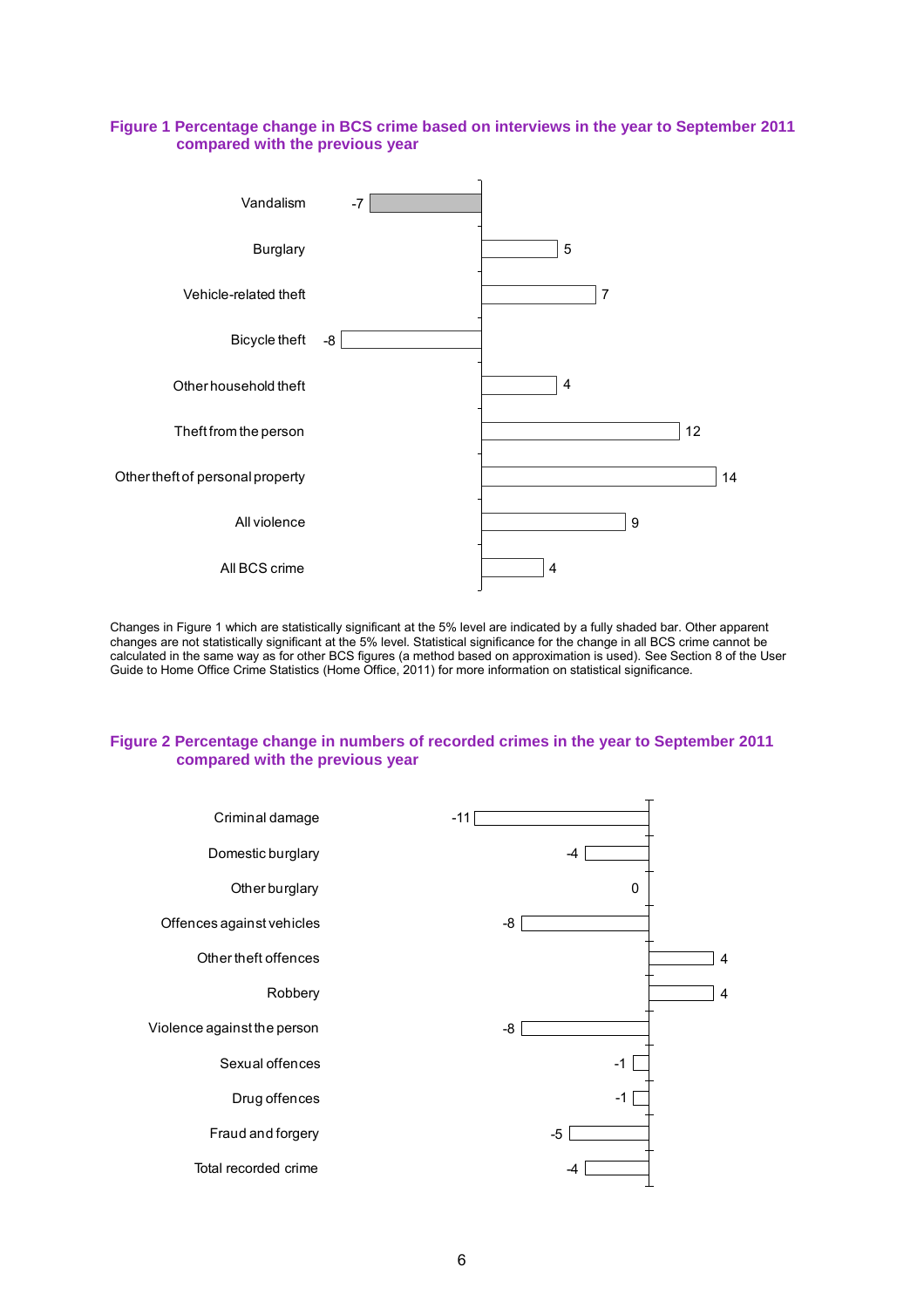**Figure 1 Percentage change in BCS crime based on interviews in the year to September 2011 compared with the previous year**

| Offence | Percentage change |
|---|---|
| Vandalism | -7 |
| Burglary | 5 |
| Vehicle-related theft | 7 |
| Bicycle theft | -8 |
| Other household theft | 4 |
| Theft from the person | 12 |
| Other theft of personal property | 14 |
| All violence | 9 |
| All BCS crime | 4 |

Changes in Figure 1 which are statistically significant at the 5% level are indicated by a fully shaded bar. Other apparent changes are not statistically significant at the 5% level. Statistical significance for the change in all BCS crime cannot be calculated in the same way as for other BCS figures (a method based on approximation is used). See Section 8 of the User Guide to Home Office Crime Statistics (Home Office, 2011) for more information on statistical significance.

**Figure 2 Percentage change in numbers of recorded crimes in the year to September 2011 compared with the previous year**

| Offence | Percentage change |
|---|---|
| Criminal damage | -11 |
| Domestic burglary | -4 |
| Other burglary | 0 |
| Offences against vehicles | -8 |
| Other theft offences | 4 |
| Robbery | 4 |
| Violence against the person | -8 |
| Sexual offences | -1 |
| Drug offences | -1 |
| Fraud and forgery | -5 |
| Total recorded crime | -4 |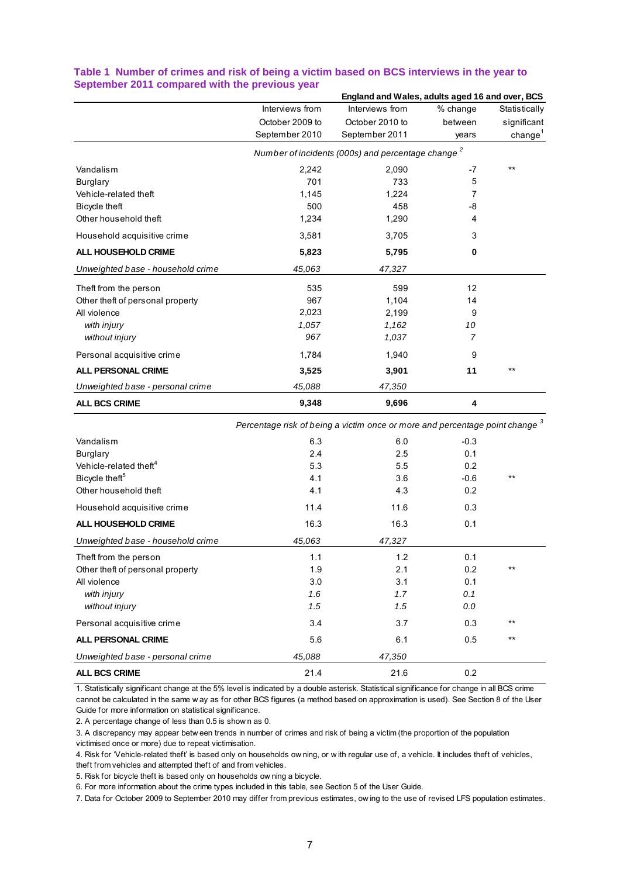### Table 1 Number of crimes and risk of being a victim based on BCS interviews in the year to September 2011 compared with the previous year

England and Wales, adults aged 16 and over, BCS

| | Interviews from October 2009 to September 2010 | Interviews from October 2010 to September 2011 | % change between years | Statistically significant change[1] |
|---|---|---|---|---|
| | *Number of incidents (000s) and percentage change [2]* | | | |
| Vandalism | 2,242 | 2,090 | -7 | ** |
| Burglary | 701 | 733 | 5 | |
| Vehicle-related theft | 1,145 | 1,224 | 7 | |
| Bicycle theft | 500 | 458 | -8 | |
| Other household theft | 1,234 | 1,290 | 4 | |
| Household acquisitive crime | 3,581 | 3,705 | 3 | |
| **ALL HOUSEHOLD CRIME** | **5,823** | **5,795** | **0** | |
| *Unweighted base - household crime* | *45,063* | *47,327* | | |
| Theft from the person | 535 | 599 | 12 | |
| Other theft of personal property | 967 | 1,104 | 14 | |
| All violence | 2,023 | 2,199 | 9 | |
| *with injury* | *1,057* | *1,162* | *10* | |
| *without injury* | *967* | *1,037* | *7* | |
| Personal acquisitive crime | 1,784 | 1,940 | 9 | |
| **ALL PERSONAL CRIME** | **3,525** | **3,901** | **11** | ** |
| *Unweighted base - personal crime* | *45,088* | *47,350* | | |
| **ALL BCS CRIME** | **9,348** | **9,696** | **4** | |
| | *Percentage risk of being a victim once or more and percentage point change [3]* | | | |
| Vandalism | 6.3 | 6.0 | -0.3 | |
| Burglary | 2.4 | 2.5 | 0.1 | |
| Vehicle-related theft[4] | 5.3 | 5.5 | 0.2 | |
| Bicycle theft[5] | 4.1 | 3.6 | -0.6 | ** |
| Other household theft | 4.1 | 4.3 | 0.2 | |
| Household acquisitive crime | 11.4 | 11.6 | 0.3 | |
| **ALL HOUSEHOLD CRIME** | 16.3 | 16.3 | 0.1 | |
| *Unweighted base - household crime* | *45,063* | *47,327* | | |
| Theft from the person | 1.1 | 1.2 | 0.1 | |
| Other theft of personal property | 1.9 | 2.1 | 0.2 | ** |
| All violence | 3.0 | 3.1 | 0.1 | |
| *with injury* | *1.6* | *1.7* | *0.1* | |
| *without injury* | *1.5* | *1.5* | *0.0* | |
| Personal acquisitive crime | 3.4 | 3.7 | 0.3 | ** |
| **ALL PERSONAL CRIME** | 5.6 | 6.1 | 0.5 | ** |
| *Unweighted base - personal crime* | *45,088* | *47,350* | | |
| **ALL BCS CRIME** | 21.4 | 21.6 | 0.2 | |

1. Statistically significant change at the 5% level is indicated by a double asterisk. Statistical significance for change in all BCS crime cannot be calculated in the same way as for other BCS figures (a method based on approximation is used). See Section 8 of the User Guide for more information on statistical significance.

2. A percentage change of less than 0.5 is shown as 0.

3. A discrepancy may appear between trends in number of crimes and risk of being a victim (the proportion of the population victimised once or more) due to repeat victimisation.

4. Risk for 'Vehicle-related theft' is based only on households owning, or with regular use of, a vehicle. It includes theft of vehicles, theft from vehicles and attempted theft of and from vehicles.

5. Risk for bicycle theft is based only on households owning a bicycle.

6. For more information about the crime types included in this table, see Section 5 of the User Guide.

7. Data for October 2009 to September 2010 may differ from previous estimates, owing to the use of revised LFS population estimates.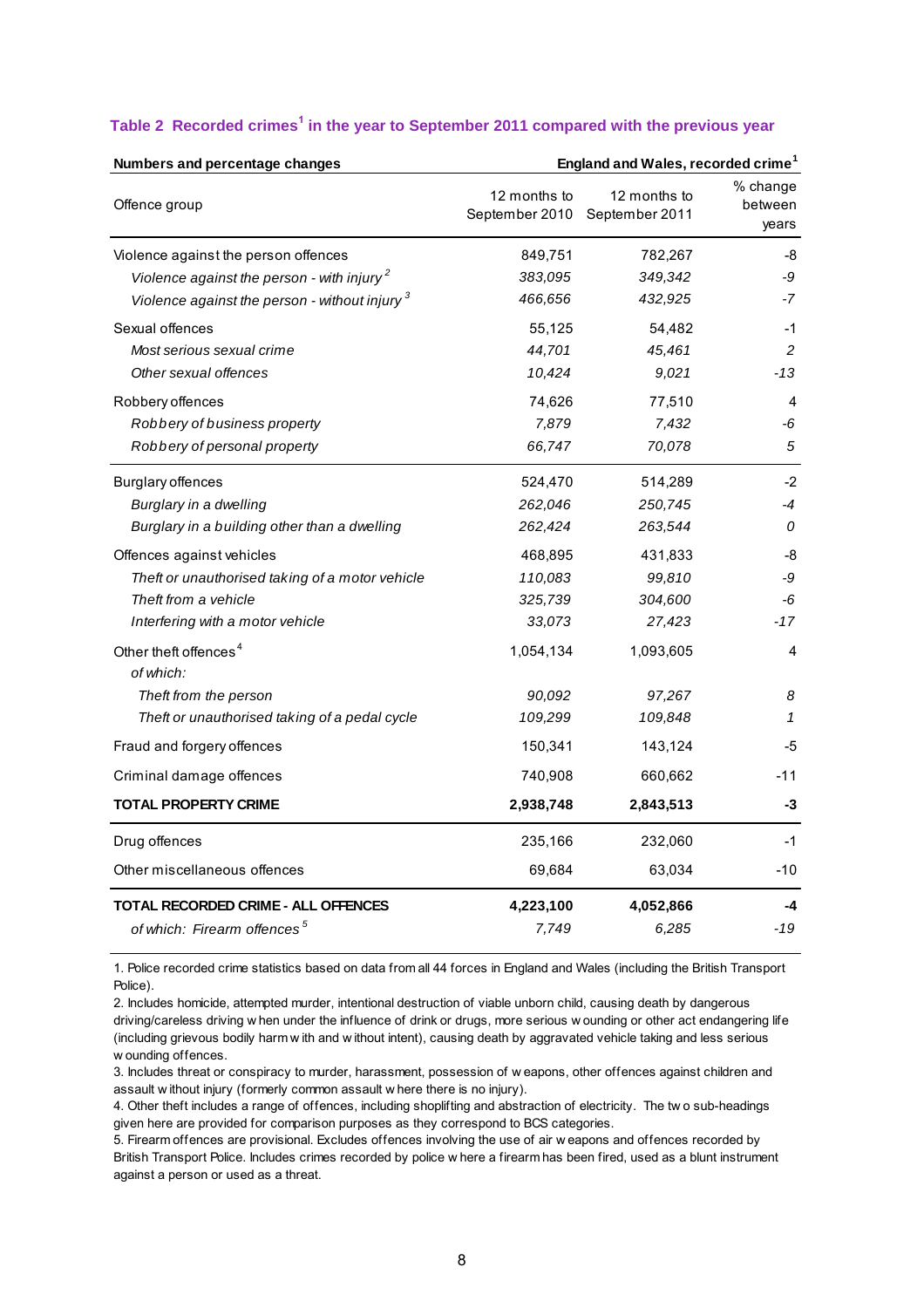### Table 2 Recorded crimes[1] in the year to September 2011 compared with the previous year

| Numbers and percentage changes | England and Wales, recorded crime[1] | | |
|---|---|---|---|
| Offence group | 12 months to September 2010 | 12 months to September 2011 | % change between years |
| Violence against the person offences | 849,751 | 782,267 | -8 |
| *Violence against the person - with injury[2]* | *383,095* | *349,342* | *-9* |
| *Violence against the person - without injury[3]* | *466,656* | *432,925* | *-7* |
| Sexual offences | 55,125 | 54,482 | -1 |
| *Most serious sexual crime* | *44,701* | *45,461* | *2* |
| *Other sexual offences* | *10,424* | *9,021* | *-13* |
| Robbery offences | 74,626 | 77,510 | 4 |
| *Robbery of business property* | *7,879* | *7,432* | *-6* |
| *Robbery of personal property* | *66,747* | *70,078* | *5* |
| Burglary offences | 524,470 | 514,289 | -2 |
| *Burglary in a dwelling* | *262,046* | *250,745* | *-4* |
| *Burglary in a building other than a dwelling* | *262,424* | *263,544* | *0* |
| Offences against vehicles | 468,895 | 431,833 | -8 |
| *Theft or unauthorised taking of a motor vehicle* | *110,083* | *99,810* | *-9* |
| *Theft from a vehicle* | *325,739* | *304,600* | *-6* |
| *Interfering with a motor vehicle* | *33,073* | *27,423* | *-17* |
| Other theft offences[4] | 1,054,134 | 1,093,605 | 4 |
| *of which:* | | | |
| *Theft from the person* | *90,092* | *97,267* | *8* |
| *Theft or unauthorised taking of a pedal cycle* | *109,299* | *109,848* | *1* |
| Fraud and forgery offences | 150,341 | 143,124 | -5 |
| Criminal damage offences | 740,908 | 660,662 | -11 |
| **TOTAL PROPERTY CRIME** | **2,938,748** | **2,843,513** | **-3** |
| Drug offences | 235,166 | 232,060 | -1 |
| Other miscellaneous offences | 69,684 | 63,034 | -10 |
| **TOTAL RECORDED CRIME - ALL OFFENCES** | **4,223,100** | **4,052,866** | **-4** |
| *of which: Firearm offences[5]* | *7,749* | *6,285* | *-19* |

1. Police recorded crime statistics based on data from all 44 forces in England and Wales (including the British Transport Police).

2. Includes homicide, attempted murder, intentional destruction of viable unborn child, causing death by dangerous driving/careless driving when under the influence of drink or drugs, more serious wounding or other act endangering life (including grievous bodily harm with and without intent), causing death by aggravated vehicle taking and less serious wounding offences.

3. Includes threat or conspiracy to murder, harassment, possession of weapons, other offences against children and assault without injury (formerly common assault where there is no injury).

4. Other theft includes a range of offences, including shoplifting and abstraction of electricity. The two sub-headings given here are provided for comparison purposes as they correspond to BCS categories.

5. Firearm offences are provisional. Excludes offences involving the use of air weapons and offences recorded by British Transport Police. Includes crimes recorded by police where a firearm has been fired, used as a blunt instrument against a person or used as a threat.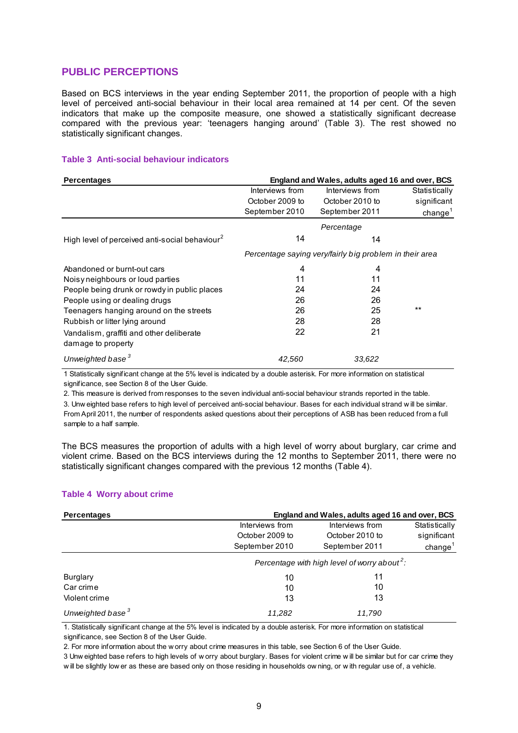## PUBLIC PERCEPTIONS

Based on BCS interviews in the year ending September 2011, the proportion of people with a high level of perceived anti-social behaviour in their local area remained at 14 per cent. Of the seven indicators that make up the composite measure, one showed a statistically significant decrease compared with the previous year: 'teenagers hanging around' (Table 3). The rest showed no statistically significant changes.

### Table 3 Anti-social behaviour indicators

| Percentages | England and Wales, adults aged 16 and over, BCS | | |
|---|---|---|---|
| | Interviews from October 2009 to September 2010 | Interviews from October 2010 to September 2011 | Statistically significant change[1] |
| | *Percentage* | | |
| High level of perceived anti-social behaviour[2] | 14 | 14 | |
| | *Percentage saying very/fairly big problem in their area* | | |
| Abandoned or burnt-out cars | 4 | 4 | |
| Noisy neighbours or loud parties | 11 | 11 | |
| People being drunk or rowdy in public places | 24 | 24 | |
| People using or dealing drugs | 26 | 26 | |
| Teenagers hanging around on the streets | 26 | 25 | ** |
| Rubbish or litter lying around | 28 | 28 | |
| Vandalism, graffiti and other deliberate damage to property | 22 | 21 | |
| *Unweighted base*[3] | *42,560* | *33,622* | |

1 Statistically significant change at the 5% level is indicated by a double asterisk. For more information on statistical significance, see Section 8 of the User Guide.

2. This measure is derived from responses to the seven individual anti-social behaviour strands reported in the table.

3. Unweighted base refers to high level of perceived anti-social behaviour. Bases for each individual strand will be similar. From April 2011, the number of respondents asked questions about their perceptions of ASB has been reduced from a full sample to a half sample.

The BCS measures the proportion of adults with a high level of worry about burglary, car crime and violent crime. Based on the BCS interviews during the 12 months to September 2011, there were no statistically significant changes compared with the previous 12 months (Table 4).

### Table 4 Worry about crime

| Percentages | England and Wales, adults aged 16 and over, BCS | | |
|---|---|---|---|
| | Interviews from October 2009 to September 2010 | Interviews from October 2010 to September 2011 | Statistically significant change[1] |
| | *Percentage with high level of worry about[2]:* | | |
| Burglary | 10 | 11 | |
| Car crime | 10 | 10 | |
| Violent crime | 13 | 13 | |
| *Unweighted base*[3] | *11,282* | *11,790* | |

1. Statistically significant change at the 5% level is indicated by a double asterisk. For more information on statistical significance, see Section 8 of the User Guide.

2. For more information about the worry about crime measures in this table, see Section 6 of the User Guide.

3 Unweighted base refers to high levels of worry about burglary. Bases for violent crime will be similar but for car crime they will be slightly lower as these are based only on those residing in households owning, or with regular use of, a vehicle.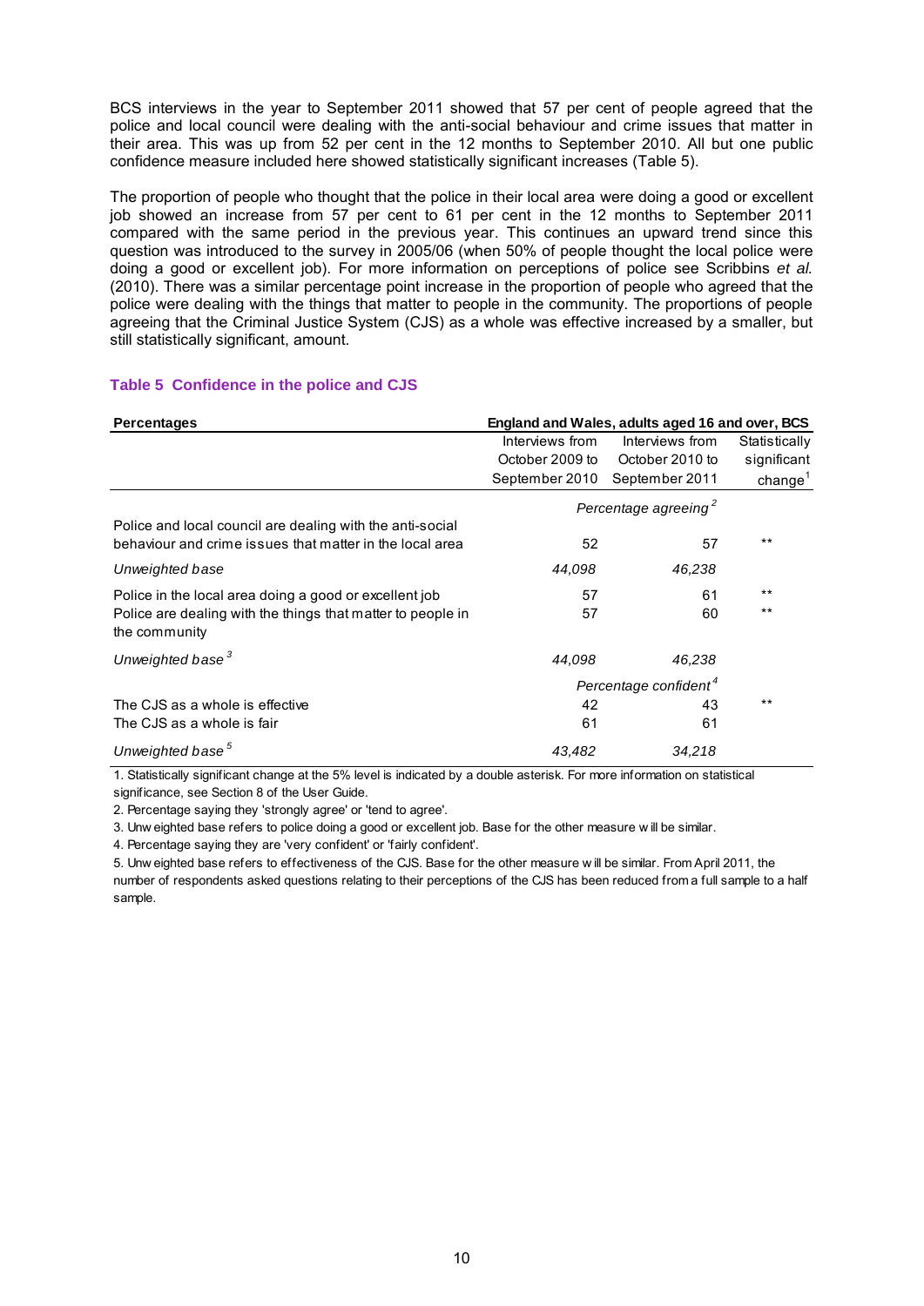BCS interviews in the year to September 2011 showed that 57 per cent of people agreed that the police and local council were dealing with the anti-social behaviour and crime issues that matter in their area. This was up from 52 per cent in the 12 months to September 2010. All but one public confidence measure included here showed statistically significant increases (Table 5).

The proportion of people who thought that the police in their local area were doing a good or excellent job showed an increase from 57 per cent to 61 per cent in the 12 months to September 2011 compared with the same period in the previous year. This continues an upward trend since this question was introduced to the survey in 2005/06 (when 50% of people thought the local police were doing a good or excellent job). For more information on perceptions of police see Scribbins *et al.* (2010). There was a similar percentage point increase in the proportion of people who agreed that the police were dealing with the things that matter to people in the community. The proportions of people agreeing that the Criminal Justice System (CJS) as a whole was effective increased by a smaller, but still statistically significant, amount.

### Table 5 Confidence in the police and CJS

| **Percentages** | **England and Wales, adults aged 16 and over, BCS** | | |
|---|---|---|---|
| | Interviews from October 2009 to September 2010 | Interviews from October 2010 to September 2011 | Statistically significant change[1] |
| | *Percentage agreeing[2]* | | |
| Police and local council are dealing with the anti-social behaviour and crime issues that matter in the local area | 52 | 57 | ** |
| *Unweighted base* | *44,098* | *46,238* | |
| Police in the local area doing a good or excellent job | 57 | 61 | ** |
| Police are dealing with the things that matter to people in the community | 57 | 60 | ** |
| *Unweighted base[3]* | *44,098* | *46,238* | |
| | *Percentage confident[4]* | | |
| The CJS as a whole is effective | 42 | 43 | ** |
| The CJS as a whole is fair | 61 | 61 | |
| *Unweighted base[5]* | *43,482* | *34,218* | |

1. Statistically significant change at the 5% level is indicated by a double asterisk. For more information on statistical significance, see Section 8 of the User Guide.

2. Percentage saying they 'strongly agree' or 'tend to agree'.

3. Unweighted base refers to police doing a good or excellent job. Base for the other measure will be similar.

4. Percentage saying they are 'very confident' or 'fairly confident'.

5. Unweighted base refers to effectiveness of the CJS. Base for the other measure will be similar. From April 2011, the number of respondents asked questions relating to their perceptions of the CJS has been reduced from a full sample to a half sample.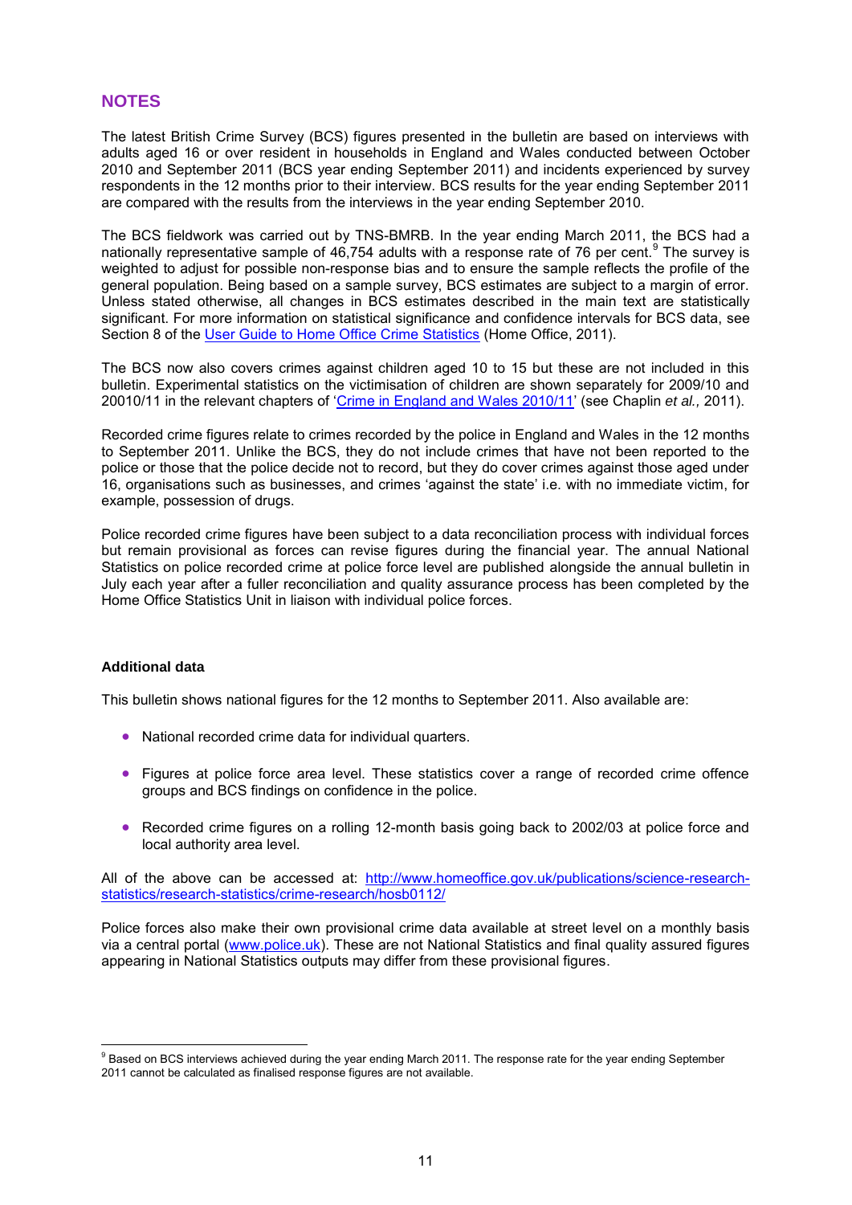## NOTES

The latest British Crime Survey (BCS) figures presented in the bulletin are based on interviews with adults aged 16 or over resident in households in England and Wales conducted between October 2010 and September 2011 (BCS year ending September 2011) and incidents experienced by survey respondents in the 12 months prior to their interview. BCS results for the year ending September 2011 are compared with the results from the interviews in the year ending September 2010.

The BCS fieldwork was carried out by TNS-BMRB. In the year ending March 2011, the BCS had a nationally representative sample of 46,754 adults with a response rate of 76 per cent.[9] The survey is weighted to adjust for possible non-response bias and to ensure the sample reflects the profile of the general population. Being based on a sample survey, BCS estimates are subject to a margin of error. Unless stated otherwise, all changes in BCS estimates described in the main text are statistically significant. For more information on statistical significance and confidence intervals for BCS data, see Section 8 of the User Guide to Home Office Crime Statistics (Home Office, 2011).

The BCS now also covers crimes against children aged 10 to 15 but these are not included in this bulletin. Experimental statistics on the victimisation of children are shown separately for 2009/10 and 20010/11 in the relevant chapters of 'Crime in England and Wales 2010/11' (see Chaplin *et al.,* 2011).

Recorded crime figures relate to crimes recorded by the police in England and Wales in the 12 months to September 2011. Unlike the BCS, they do not include crimes that have not been reported to the police or those that the police decide not to record, but they do cover crimes against those aged under 16, organisations such as businesses, and crimes 'against the state' i.e. with no immediate victim, for example, possession of drugs.

Police recorded crime figures have been subject to a data reconciliation process with individual forces but remain provisional as forces can revise figures during the financial year. The annual National Statistics on police recorded crime at police force level are published alongside the annual bulletin in July each year after a fuller reconciliation and quality assurance process has been completed by the Home Office Statistics Unit in liaison with individual police forces.

### Additional data

This bulletin shows national figures for the 12 months to September 2011. Also available are:

- National recorded crime data for individual quarters.
- Figures at police force area level. These statistics cover a range of recorded crime offence groups and BCS findings on confidence in the police.
- Recorded crime figures on a rolling 12-month basis going back to 2002/03 at police force and local authority area level.

All of the above can be accessed at: http://www.homeoffice.gov.uk/publications/science-research-statistics/research-statistics/crime-research/hosb0112/

Police forces also make their own provisional crime data available at street level on a monthly basis via a central portal (www.police.uk). These are not National Statistics and final quality assured figures appearing in National Statistics outputs may differ from these provisional figures.

---

[9] Based on BCS interviews achieved during the year ending March 2011. The response rate for the year ending September 2011 cannot be calculated as finalised response figures are not available.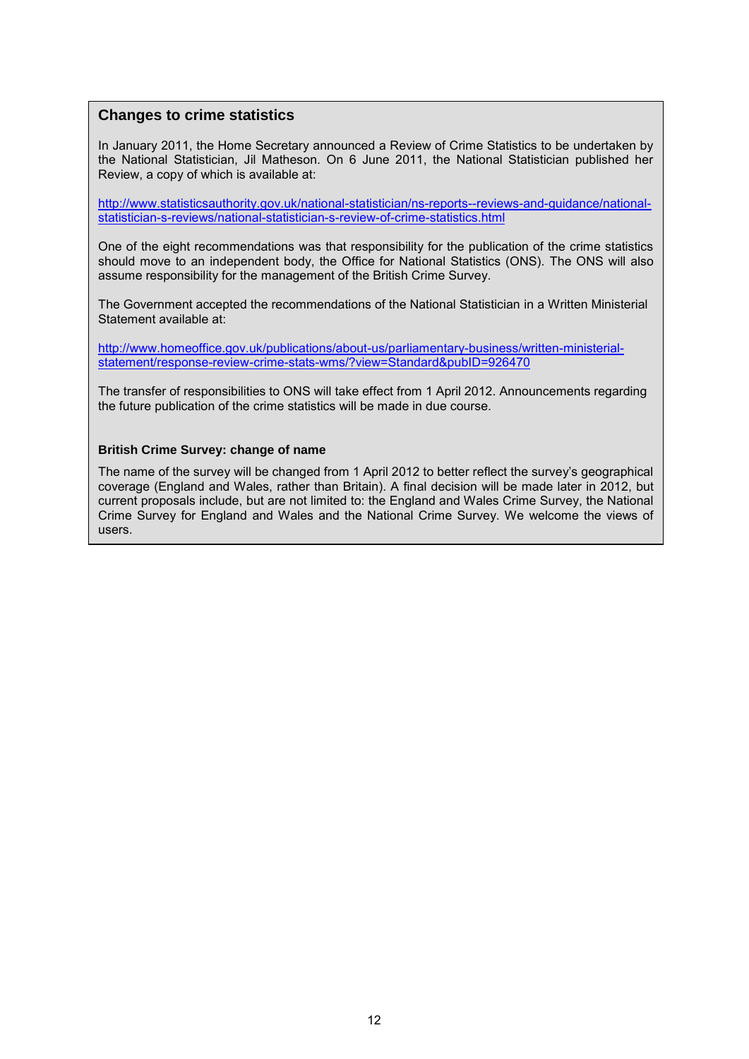## Changes to crime statistics

In January 2011, the Home Secretary announced a Review of Crime Statistics to be undertaken by the National Statistician, Jil Matheson. On 6 June 2011, the National Statistician published her Review, a copy of which is available at:

http://www.statisticsauthority.gov.uk/national-statistician/ns-reports--reviews-and-guidance/national-statistician-s-reviews/national-statistician-s-review-of-crime-statistics.html

One of the eight recommendations was that responsibility for the publication of the crime statistics should move to an independent body, the Office for National Statistics (ONS). The ONS will also assume responsibility for the management of the British Crime Survey.

The Government accepted the recommendations of the National Statistician in a Written Ministerial Statement available at:

http://www.homeoffice.gov.uk/publications/about-us/parliamentary-business/written-ministerial-statement/response-review-crime-stats-wms/?view=Standard&pubID=926470

The transfer of responsibilities to ONS will take effect from 1 April 2012. Announcements regarding the future publication of the crime statistics will be made in due course.

### British Crime Survey: change of name

The name of the survey will be changed from 1 April 2012 to better reflect the survey's geographical coverage (England and Wales, rather than Britain). A final decision will be made later in 2012, but current proposals include, but are not limited to: the England and Wales Crime Survey, the National Crime Survey for England and Wales and the National Crime Survey. We welcome the views of users.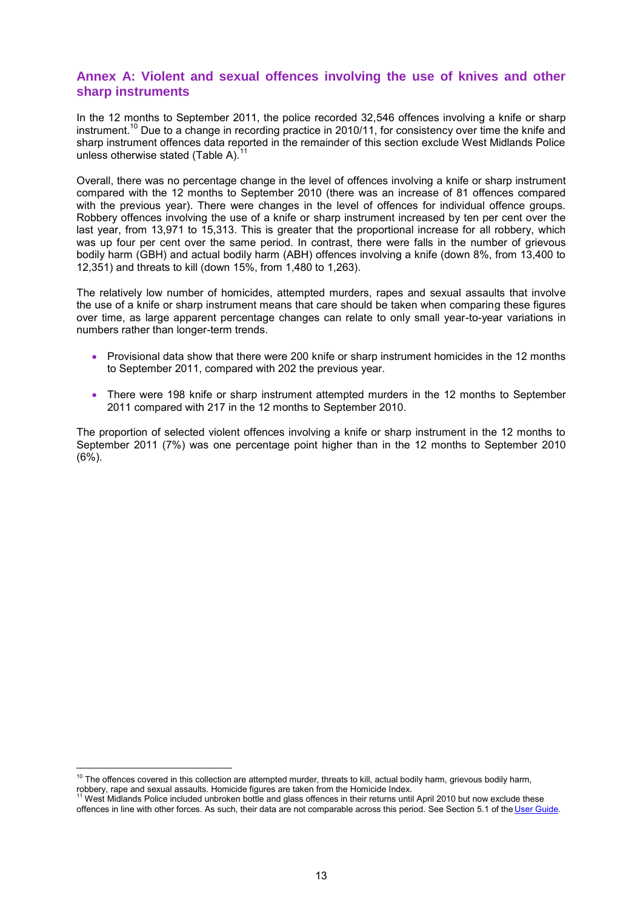## Annex A: Violent and sexual offences involving the use of knives and other sharp instruments

In the 12 months to September 2011, the police recorded 32,546 offences involving a knife or sharp instrument.[10] Due to a change in recording practice in 2010/11, for consistency over time the knife and sharp instrument offences data reported in the remainder of this section exclude West Midlands Police unless otherwise stated (Table A).[11]

Overall, there was no percentage change in the level of offences involving a knife or sharp instrument compared with the 12 months to September 2010 (there was an increase of 81 offences compared with the previous year). There were changes in the level of offences for individual offence groups. Robbery offences involving the use of a knife or sharp instrument increased by ten per cent over the last year, from 13,971 to 15,313. This is greater that the proportional increase for all robbery, which was up four per cent over the same period. In contrast, there were falls in the number of grievous bodily harm (GBH) and actual bodily harm (ABH) offences involving a knife (down 8%, from 13,400 to 12,351) and threats to kill (down 15%, from 1,480 to 1,263).

The relatively low number of homicides, attempted murders, rapes and sexual assaults that involve the use of a knife or sharp instrument means that care should be taken when comparing these figures over time, as large apparent percentage changes can relate to only small year-to-year variations in numbers rather than longer-term trends.

- Provisional data show that there were 200 knife or sharp instrument homicides in the 12 months to September 2011, compared with 202 the previous year.
- There were 198 knife or sharp instrument attempted murders in the 12 months to September 2011 compared with 217 in the 12 months to September 2010.

The proportion of selected violent offences involving a knife or sharp instrument in the 12 months to September 2011 (7%) was one percentage point higher than in the 12 months to September 2010 (6%).

[10] The offences covered in this collection are attempted murder, threats to kill, actual bodily harm, grievous bodily harm, robbery, rape and sexual assaults. Homicide figures are taken from the Homicide Index.

[11] West Midlands Police included unbroken bottle and glass offences in their returns until April 2010 but now exclude these offences in line with other forces. As such, their data are not comparable across this period. See Section 5.1 of the User Guide.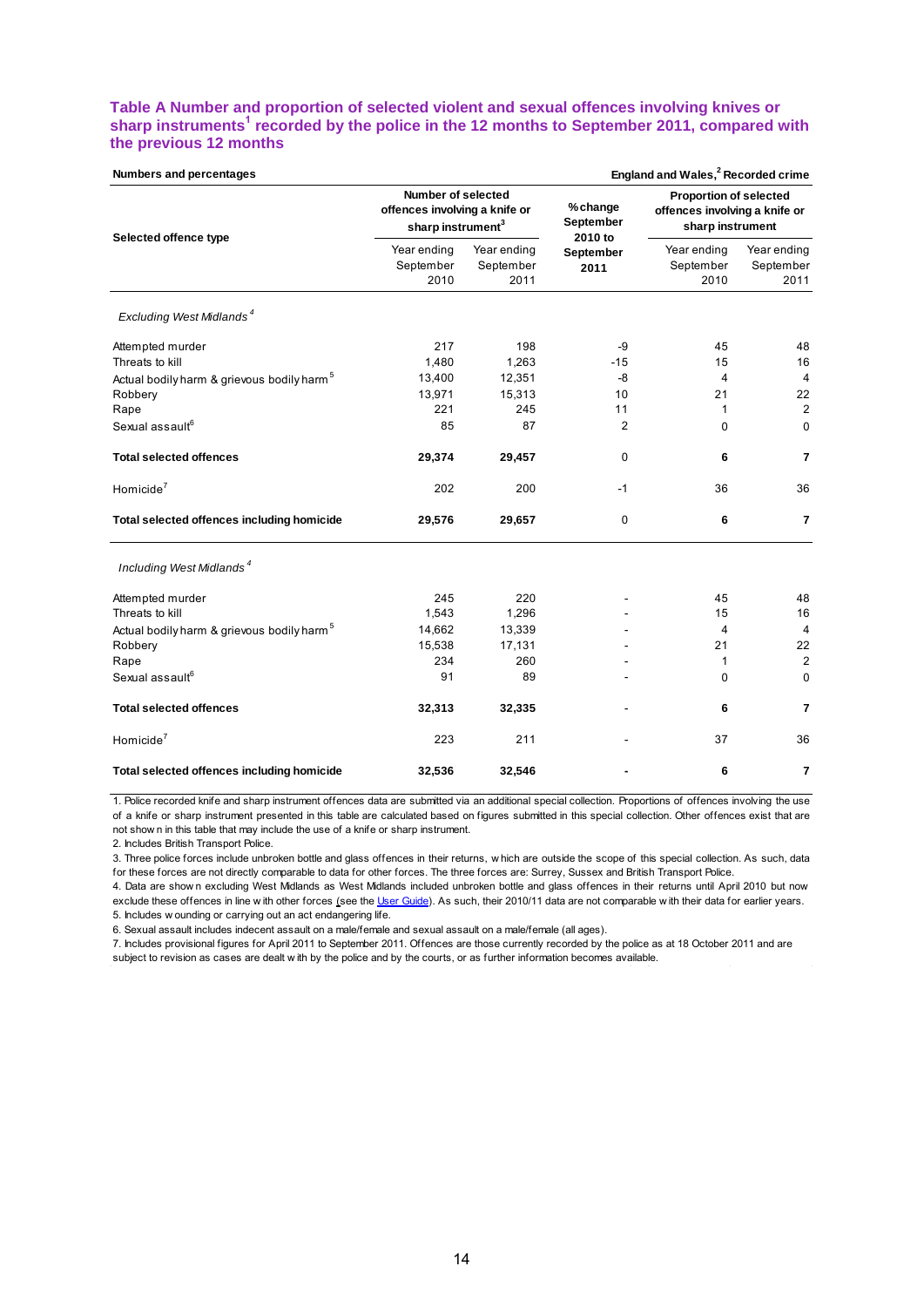### Table A Number and proportion of selected violent and sexual offences involving knives or sharp instruments[1] recorded by the police in the 12 months to September 2011, compared with the previous 12 months

**Numbers and percentages** — **England and Wales,[2] Recorded crime**

| Selected offence type | Number of selected offences involving a knife or sharp instrument[3] | | % change September 2010 to September 2011 | Proportion of selected offences involving a knife or sharp instrument | |
|---|---|---|---|---|---|
| | Year ending September 2010 | Year ending September 2011 | | Year ending September 2010 | Year ending September 2011 |
| *Excluding West Midlands[4]* | | | | | |
| Attempted murder | 217 | 198 | -9 | 45 | 48 |
| Threats to kill | 1,480 | 1,263 | -15 | 15 | 16 |
| Actual bodily harm & grievous bodily harm[5] | 13,400 | 12,351 | -8 | 4 | 4 |
| Robbery | 13,971 | 15,313 | 10 | 21 | 22 |
| Rape | 221 | 245 | 11 | 1 | 2 |
| Sexual assault[6] | 85 | 87 | 2 | 0 | 0 |
| **Total selected offences** | **29,374** | **29,457** | 0 | **6** | **7** |
| Homicide[7] | 202 | 200 | -1 | 36 | 36 |
| **Total selected offences including homicide** | **29,576** | **29,657** | 0 | **6** | **7** |
| *Including West Midlands[4]* | | | | | |
| Attempted murder | 245 | 220 | - | 45 | 48 |
| Threats to kill | 1,543 | 1,296 | - | 15 | 16 |
| Actual bodily harm & grievous bodily harm[5] | 14,662 | 13,339 | - | 4 | 4 |
| Robbery | 15,538 | 17,131 | - | 21 | 22 |
| Rape | 234 | 260 | - | 1 | 2 |
| Sexual assault[6] | 91 | 89 | - | 0 | 0 |
| **Total selected offences** | **32,313** | **32,335** | - | **6** | **7** |
| Homicide[7] | 223 | 211 | - | 37 | 36 |
| **Total selected offences including homicide** | **32,536** | **32,546** | **-** | **6** | **7** |

1. Police recorded knife and sharp instrument offences data are submitted via an additional special collection. Proportions of offences involving the use of a knife or sharp instrument presented in this table are calculated based on figures submitted in this special collection. Other offences exist that are not shown in this table that may include the use of a knife or sharp instrument.
2. Includes British Transport Police.
3. Three police forces include unbroken bottle and glass offences in their returns, which are outside the scope of this special collection. As such, data for these forces are not directly comparable to data for other forces. The three forces are: Surrey, Sussex and British Transport Police.
4. Data are shown excluding West Midlands as West Midlands included unbroken bottle and glass offences in their returns until April 2010 but now exclude these offences in line with other forces (see the User Guide). As such, their 2010/11 data are not comparable with their data for earlier years.
5. Includes wounding or carrying out an act endangering life.
6. Sexual assault includes indecent assault on a male/female and sexual assault on a male/female (all ages).
7. Includes provisional figures for April 2011 to September 2011. Offences are those currently recorded by the police as at 18 October 2011 and are subject to revision as cases are dealt with by the police and by the courts, or as further information becomes available.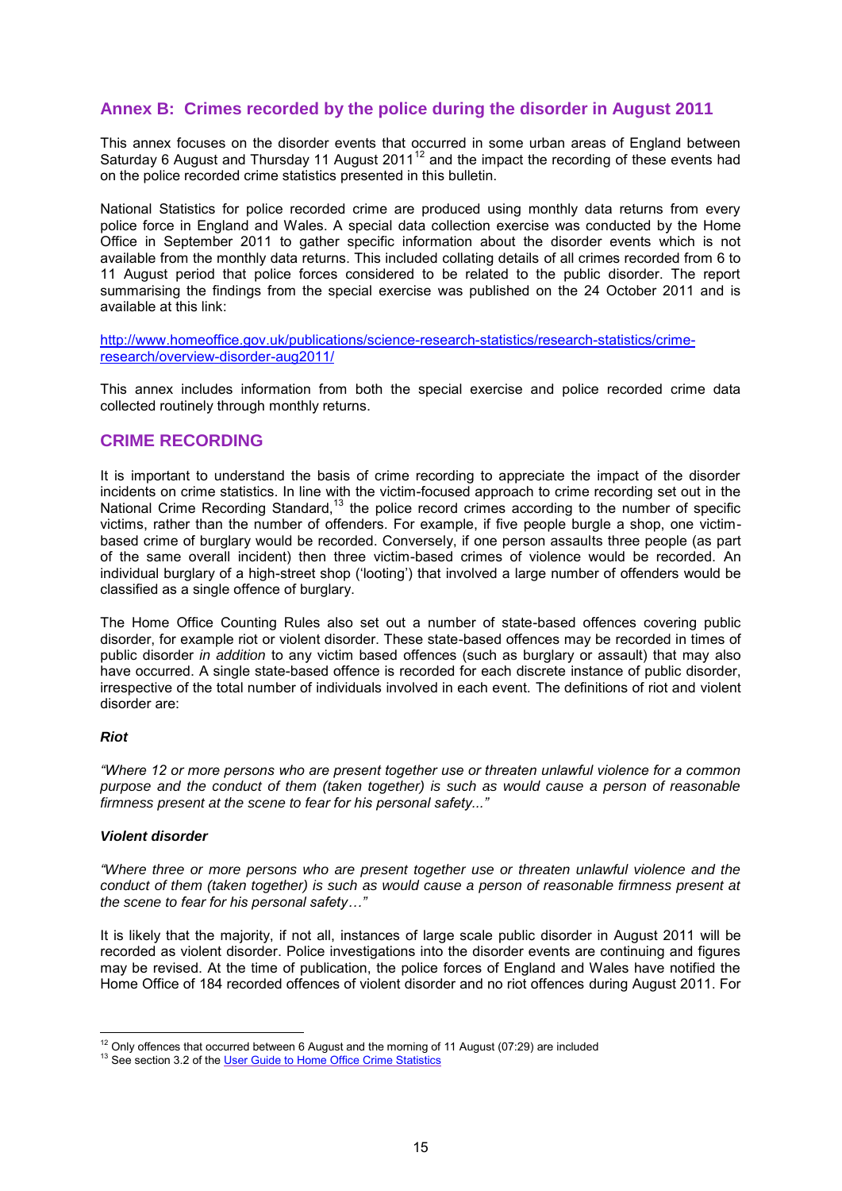## Annex B: Crimes recorded by the police during the disorder in August 2011

This annex focuses on the disorder events that occurred in some urban areas of England between Saturday 6 August and Thursday 11 August 2011[12] and the impact the recording of these events had on the police recorded crime statistics presented in this bulletin.

National Statistics for police recorded crime are produced using monthly data returns from every police force in England and Wales. A special data collection exercise was conducted by the Home Office in September 2011 to gather specific information about the disorder events which is not available from the monthly data returns. This included collating details of all crimes recorded from 6 to 11 August period that police forces considered to be related to the public disorder. The report summarising the findings from the special exercise was published on the 24 October 2011 and is available at this link:

http://www.homeoffice.gov.uk/publications/science-research-statistics/research-statistics/crime-research/overview-disorder-aug2011/

This annex includes information from both the special exercise and police recorded crime data collected routinely through monthly returns.

## CRIME RECORDING

It is important to understand the basis of crime recording to appreciate the impact of the disorder incidents on crime statistics. In line with the victim-focused approach to crime recording set out in the National Crime Recording Standard,[13] the police record crimes according to the number of specific victims, rather than the number of offenders. For example, if five people burgle a shop, one victim-based crime of burglary would be recorded. Conversely, if one person assaults three people (as part of the same overall incident) then three victim-based crimes of violence would be recorded. An individual burglary of a high-street shop ('looting') that involved a large number of offenders would be classified as a single offence of burglary.

The Home Office Counting Rules also set out a number of state-based offences covering public disorder, for example riot or violent disorder. These state-based offences may be recorded in times of public disorder *in addition* to any victim based offences (such as burglary or assault) that may also have occurred. A single state-based offence is recorded for each discrete instance of public disorder, irrespective of the total number of individuals involved in each event. The definitions of riot and violent disorder are:

***Riot***

*"Where 12 or more persons who are present together use or threaten unlawful violence for a common purpose and the conduct of them (taken together) is such as would cause a person of reasonable firmness present at the scene to fear for his personal safety..."*

***Violent disorder***

*"Where three or more persons who are present together use or threaten unlawful violence and the conduct of them (taken together) is such as would cause a person of reasonable firmness present at the scene to fear for his personal safety…"*

It is likely that the majority, if not all, instances of large scale public disorder in August 2011 will be recorded as violent disorder. Police investigations into the disorder events are continuing and figures may be revised. At the time of publication, the police forces of England and Wales have notified the Home Office of 184 recorded offences of violent disorder and no riot offences during August 2011. For

---

[12] Only offences that occurred between 6 August and the morning of 11 August (07:29) are included

[13] See section 3.2 of the User Guide to Home Office Crime Statistics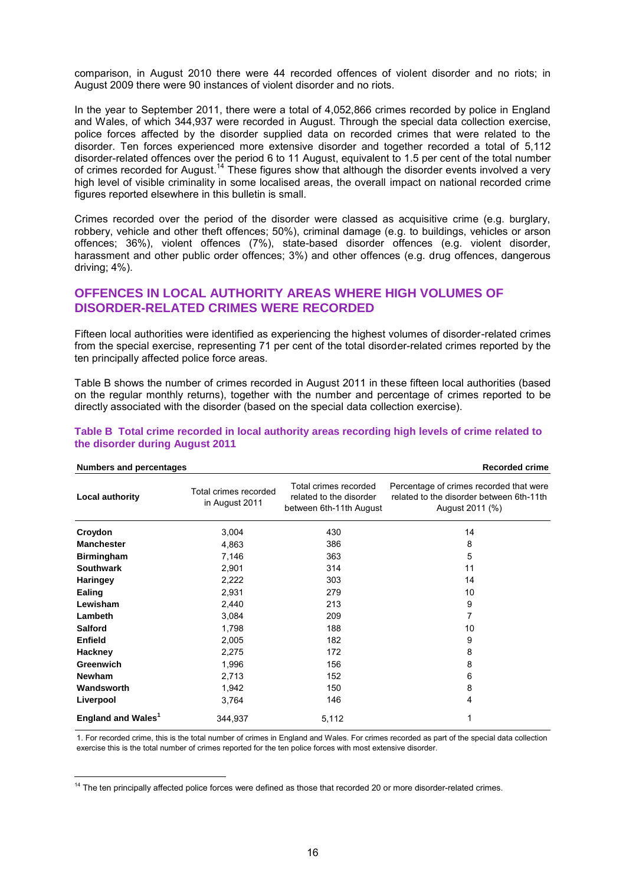comparison, in August 2010 there were 44 recorded offences of violent disorder and no riots; in August 2009 there were 90 instances of violent disorder and no riots.

In the year to September 2011, there were a total of 4,052,866 crimes recorded by police in England and Wales, of which 344,937 were recorded in August. Through the special data collection exercise, police forces affected by the disorder supplied data on recorded crimes that were related to the disorder. Ten forces experienced more extensive disorder and together recorded a total of 5,112 disorder-related offences over the period 6 to 11 August, equivalent to 1.5 per cent of the total number of crimes recorded for August.[14] These figures show that although the disorder events involved a very high level of visible criminality in some localised areas, the overall impact on national recorded crime figures reported elsewhere in this bulletin is small.

Crimes recorded over the period of the disorder were classed as acquisitive crime (e.g. burglary, robbery, vehicle and other theft offences; 50%), criminal damage (e.g. to buildings, vehicles or arson offences; 36%), violent offences (7%), state-based disorder offences (e.g. violent disorder, harassment and other public order offences; 3%) and other offences (e.g. drug offences, dangerous driving; 4%).

## OFFENCES IN LOCAL AUTHORITY AREAS WHERE HIGH VOLUMES OF DISORDER-RELATED CRIMES WERE RECORDED

Fifteen local authorities were identified as experiencing the highest volumes of disorder-related crimes from the special exercise, representing 71 per cent of the total disorder-related crimes reported by the ten principally affected police force areas.

Table B shows the number of crimes recorded in August 2011 in these fifteen local authorities (based on the regular monthly returns), together with the number and percentage of crimes reported to be directly associated with the disorder (based on the special data collection exercise).

**Table B Total crime recorded in local authority areas recording high levels of crime related to the disorder during August 2011**

**Numbers and percentages** | **Recorded crime**

| Local authority | Total crimes recorded in August 2011 | Total crimes recorded related to the disorder between 6th-11th August | Percentage of crimes recorded that were related to the disorder between 6th-11th August 2011 (%) |
|---|---|---|---|
| **Croydon** | 3,004 | 430 | 14 |
| **Manchester** | 4,863 | 386 | 8 |
| **Birmingham** | 7,146 | 363 | 5 |
| **Southwark** | 2,901 | 314 | 11 |
| **Haringey** | 2,222 | 303 | 14 |
| **Ealing** | 2,931 | 279 | 10 |
| **Lewisham** | 2,440 | 213 | 9 |
| **Lambeth** | 3,084 | 209 | 7 |
| **Salford** | 1,798 | 188 | 10 |
| **Enfield** | 2,005 | 182 | 9 |
| **Hackney** | 2,275 | 172 | 8 |
| **Greenwich** | 1,996 | 156 | 8 |
| **Newham** | 2,713 | 152 | 6 |
| **Wandsworth** | 1,942 | 150 | 8 |
| **Liverpool** | 3,764 | 146 | 4 |
| **England and Wales[1]** | 344,937 | 5,112 | 1 |

1. For recorded crime, this is the total number of crimes in England and Wales. For crimes recorded as part of the special data collection exercise this is the total number of crimes reported for the ten police forces with most extensive disorder.

[14] The ten principally affected police forces were defined as those that recorded 20 or more disorder-related crimes.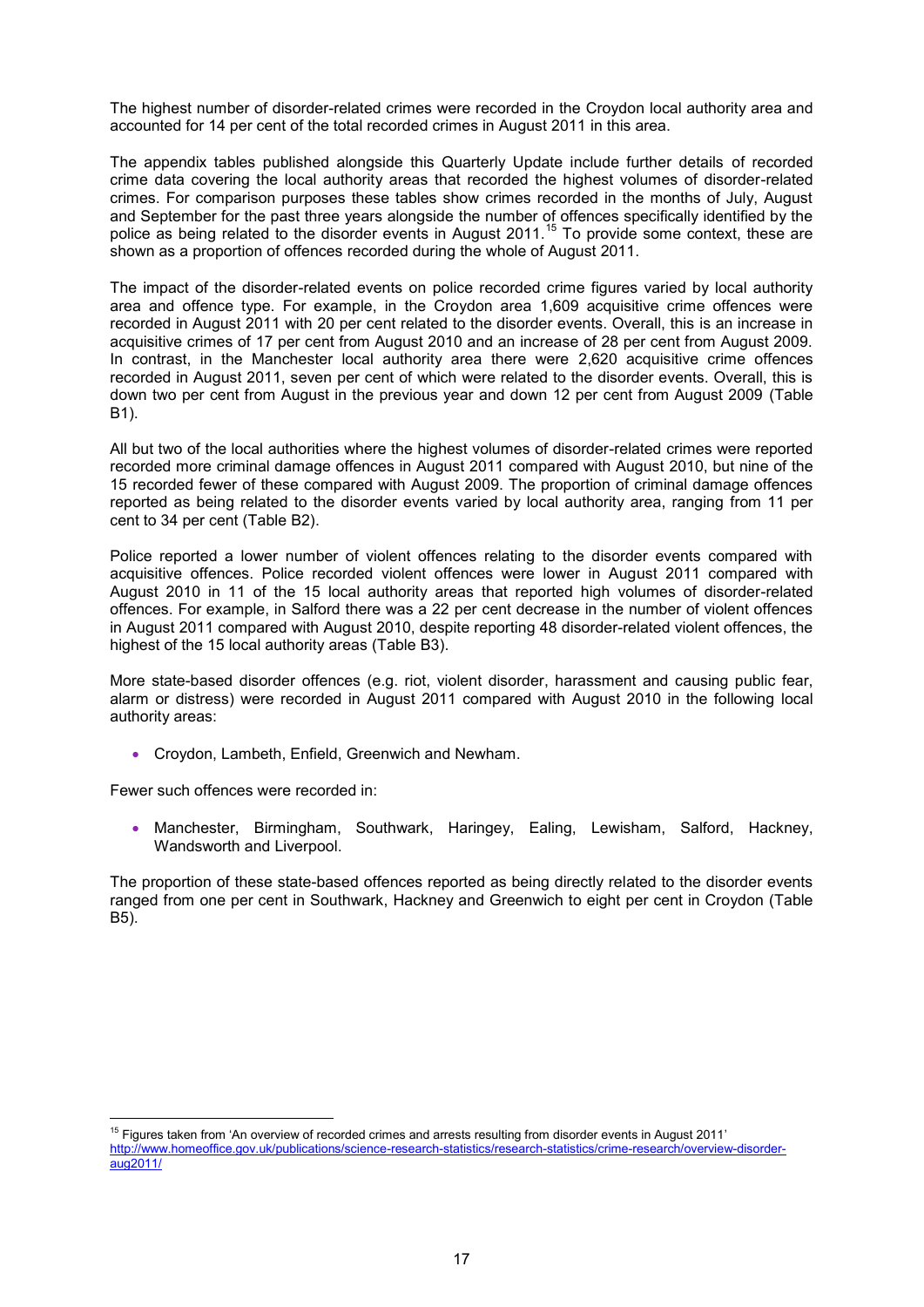The highest number of disorder-related crimes were recorded in the Croydon local authority area and accounted for 14 per cent of the total recorded crimes in August 2011 in this area.

The appendix tables published alongside this Quarterly Update include further details of recorded crime data covering the local authority areas that recorded the highest volumes of disorder-related crimes. For comparison purposes these tables show crimes recorded in the months of July, August and September for the past three years alongside the number of offences specifically identified by the police as being related to the disorder events in August 2011.[15] To provide some context, these are shown as a proportion of offences recorded during the whole of August 2011.

The impact of the disorder-related events on police recorded crime figures varied by local authority area and offence type. For example, in the Croydon area 1,609 acquisitive crime offences were recorded in August 2011 with 20 per cent related to the disorder events. Overall, this is an increase in acquisitive crimes of 17 per cent from August 2010 and an increase of 28 per cent from August 2009. In contrast, in the Manchester local authority area there were 2,620 acquisitive crime offences recorded in August 2011, seven per cent of which were related to the disorder events. Overall, this is down two per cent from August in the previous year and down 12 per cent from August 2009 (Table B1).

All but two of the local authorities where the highest volumes of disorder-related crimes were reported recorded more criminal damage offences in August 2011 compared with August 2010, but nine of the 15 recorded fewer of these compared with August 2009. The proportion of criminal damage offences reported as being related to the disorder events varied by local authority area, ranging from 11 per cent to 34 per cent (Table B2).

Police reported a lower number of violent offences relating to the disorder events compared with acquisitive offences. Police recorded violent offences were lower in August 2011 compared with August 2010 in 11 of the 15 local authority areas that reported high volumes of disorder-related offences. For example, in Salford there was a 22 per cent decrease in the number of violent offences in August 2011 compared with August 2010, despite reporting 48 disorder-related violent offences, the highest of the 15 local authority areas (Table B3).

More state-based disorder offences (e.g. riot, violent disorder, harassment and causing public fear, alarm or distress) were recorded in August 2011 compared with August 2010 in the following local authority areas:

- Croydon, Lambeth, Enfield, Greenwich and Newham.

Fewer such offences were recorded in:

- Manchester, Birmingham, Southwark, Haringey, Ealing, Lewisham, Salford, Hackney, Wandsworth and Liverpool.

The proportion of these state-based offences reported as being directly related to the disorder events ranged from one per cent in Southwark, Hackney and Greenwich to eight per cent in Croydon (Table B5).

---

[15] Figures taken from 'An overview of recorded crimes and arrests resulting from disorder events in August 2011' http://www.homeoffice.gov.uk/publications/science-research-statistics/research-statistics/crime-research/overview-disorder-aug2011/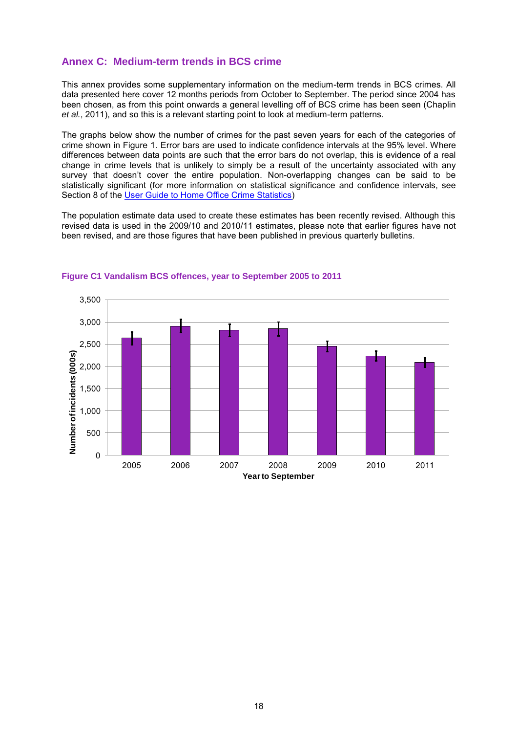## Annex C: Medium-term trends in BCS crime

This annex provides some supplementary information on the medium-term trends in BCS crimes. All data presented here cover 12 months periods from October to September. The period since 2004 has been chosen, as from this point onwards a general levelling off of BCS crime has been seen (Chaplin *et al.*, 2011), and so this is a relevant starting point to look at medium-term patterns.

The graphs below show the number of crimes for the past seven years for each of the categories of crime shown in Figure 1. Error bars are used to indicate confidence intervals at the 95% level. Where differences between data points are such that the error bars do not overlap, this is evidence of a real change in crime levels that is unlikely to simply be a result of the uncertainty associated with any survey that doesn't cover the entire population. Non-overlapping changes can be said to be statistically significant (for more information on statistical significance and confidence intervals, see Section 8 of the [User Guide to Home Office Crime Statistics](#))

The population estimate data used to create these estimates has been recently revised. Although this revised data is used in the 2009/10 and 2010/11 estimates, please note that earlier figures have not been revised, and are those figures that have been published in previous quarterly bulletins.

**Figure C1 Vandalism BCS offences, year to September 2005 to 2011**

Number of incidents (000s) | Year to September: 2005, 2006, 2007, 2008, 2009, 2010, 2011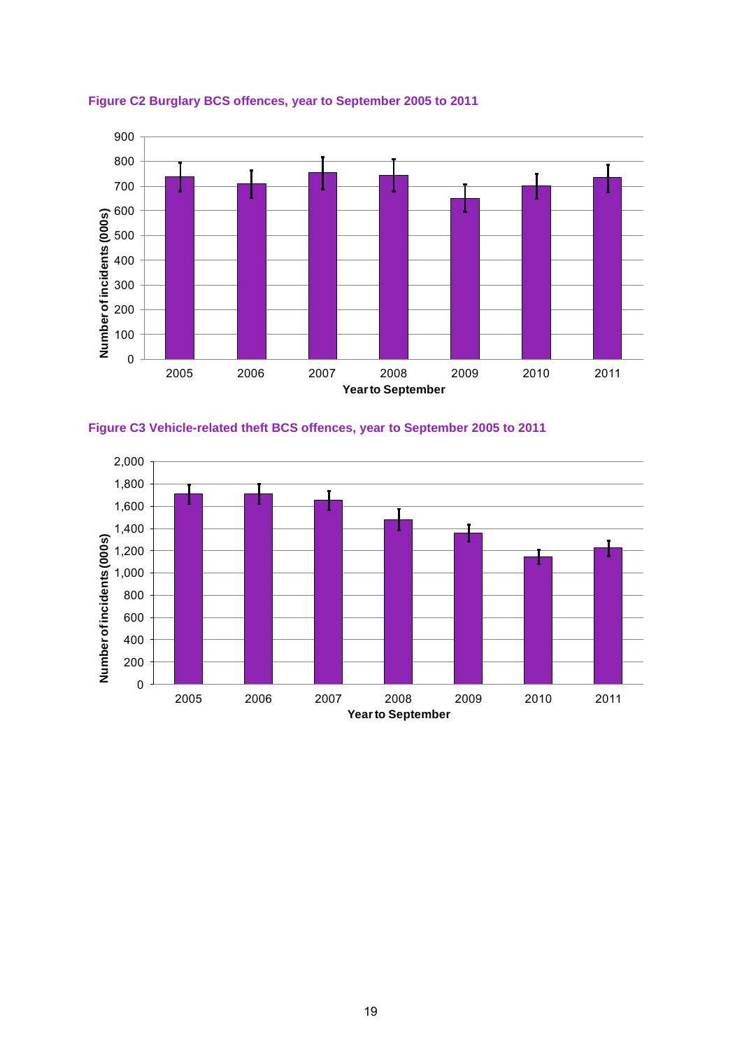**Figure C2 Burglary BCS offences, year to September 2005 to 2011**

**Figure C3 Vehicle-related theft BCS offences, year to September 2005 to 2011**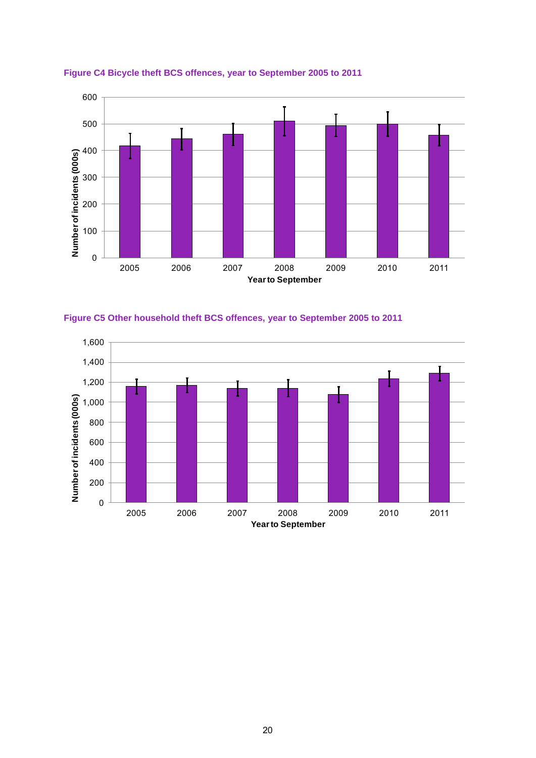**Figure C4 Bicycle theft BCS offences, year to September 2005 to 2011**

**Figure C5 Other household theft BCS offences, year to September 2005 to 2011**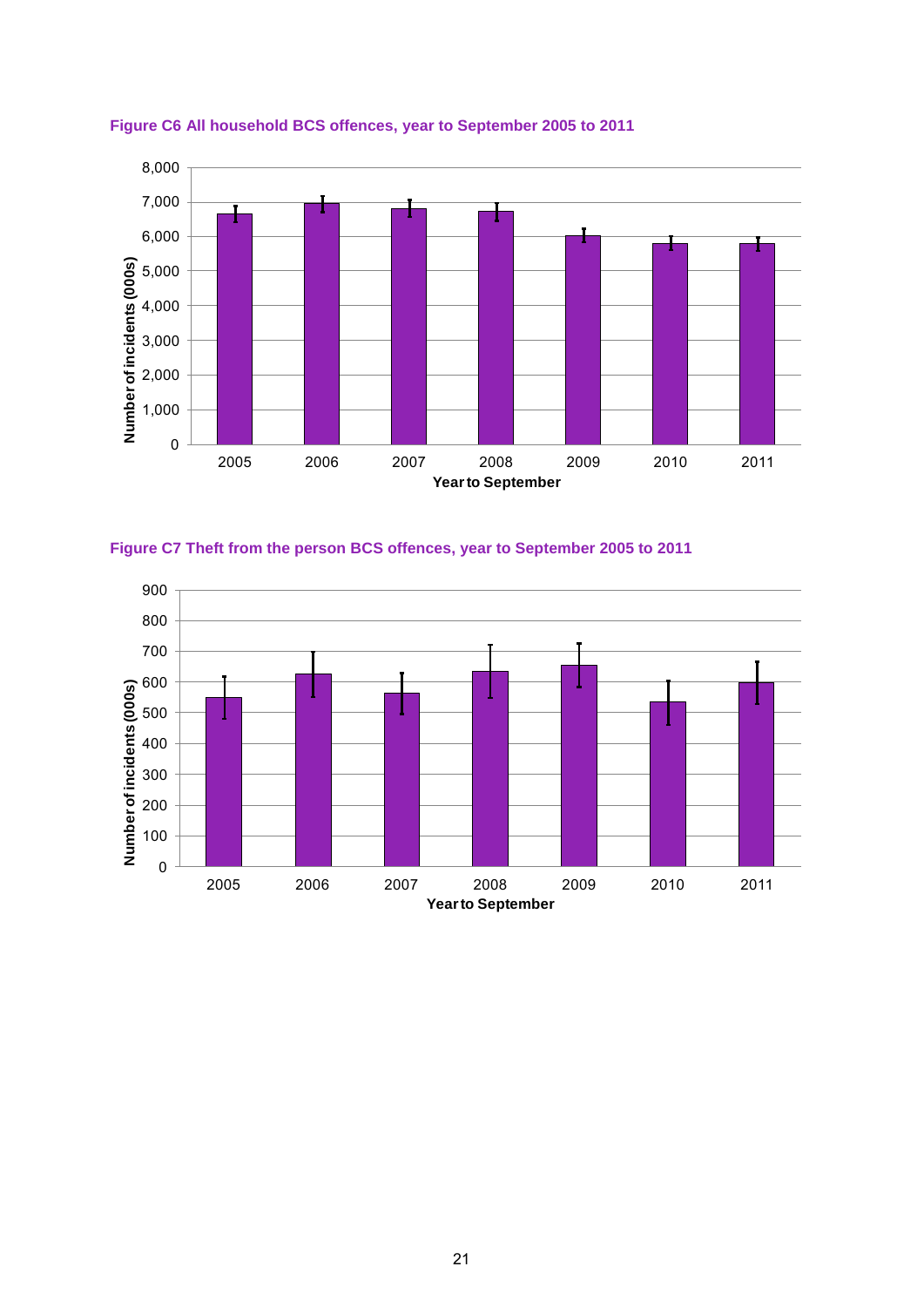**Figure C6 All household BCS offences, year to September 2005 to 2011**

**Figure C7 Theft from the person BCS offences, year to September 2005 to 2011**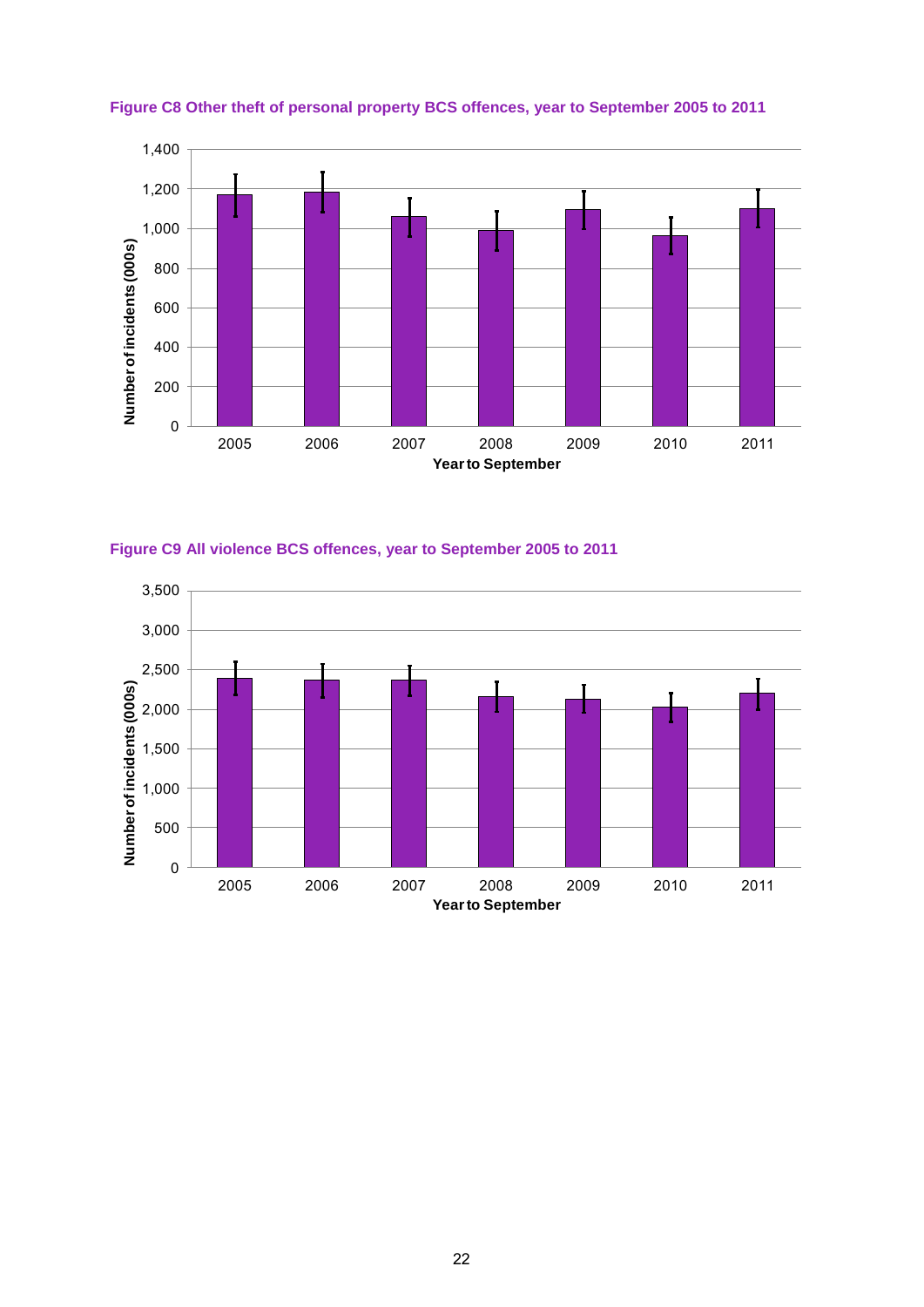**Figure C8 Other theft of personal property BCS offences, year to September 2005 to 2011**

**Figure C9 All violence BCS offences, year to September 2005 to 2011**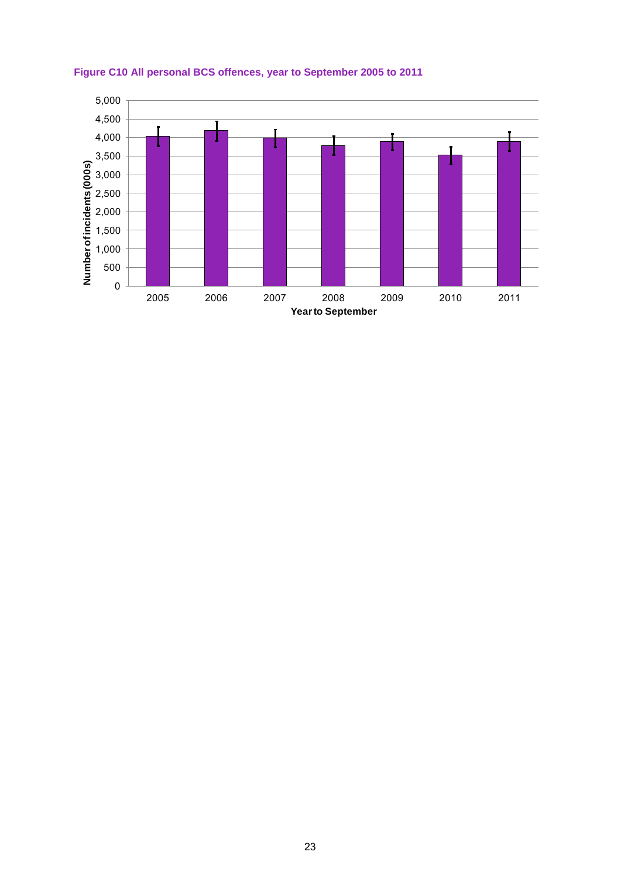**Figure C10 All personal BCS offences, year to September 2005 to 2011**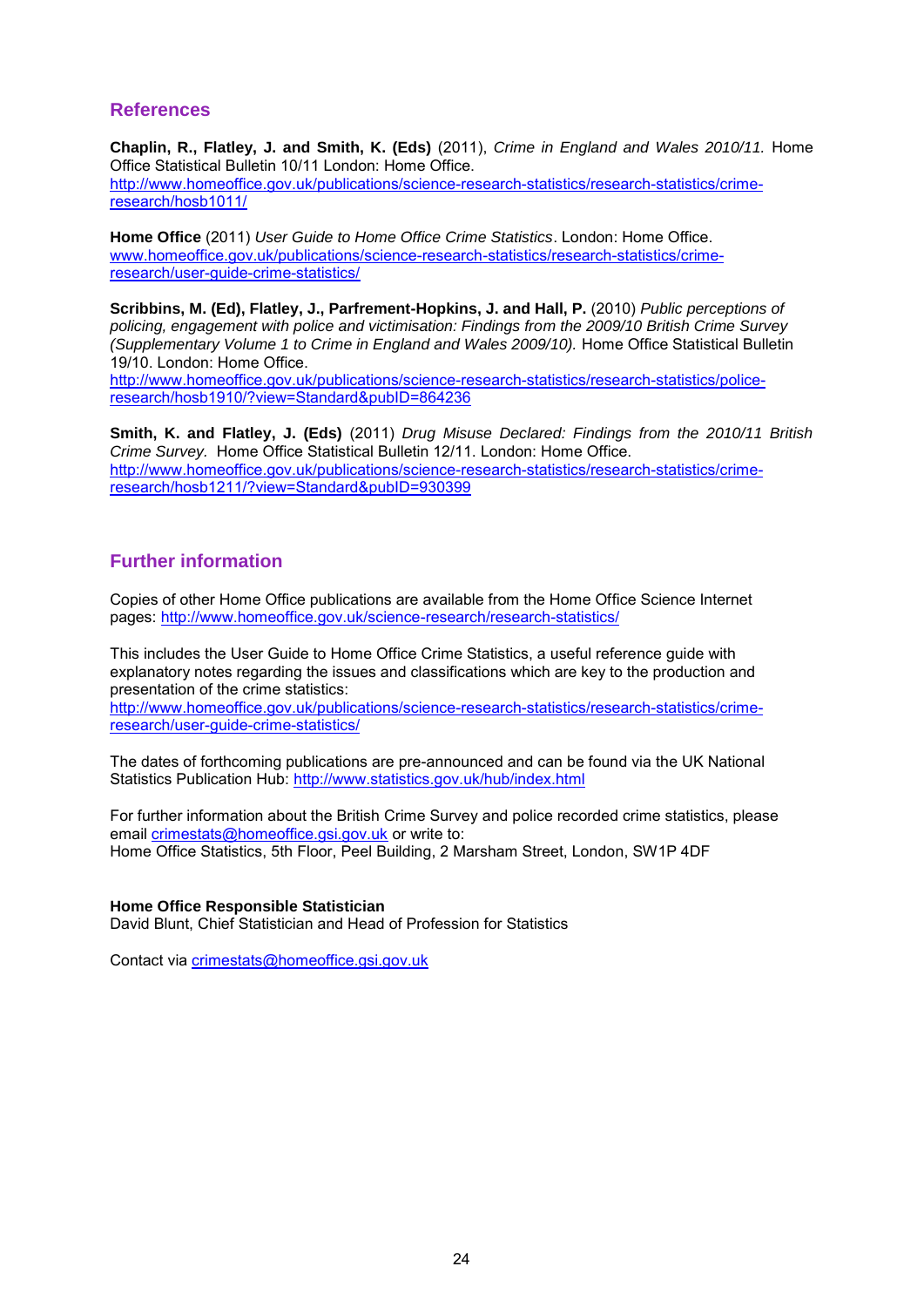## References

**Chaplin, R., Flatley, J. and Smith, K. (Eds)** (2011), *Crime in England and Wales 2010/11.* Home Office Statistical Bulletin 10/11 London: Home Office.
http://www.homeoffice.gov.uk/publications/science-research-statistics/research-statistics/crime-research/hosb1011/

**Home Office** (2011) *User Guide to Home Office Crime Statistics*. London: Home Office.
www.homeoffice.gov.uk/publications/science-research-statistics/research-statistics/crime-research/user-guide-crime-statistics/

**Scribbins, M. (Ed), Flatley, J., Parfrement-Hopkins, J. and Hall, P.** (2010) *Public perceptions of policing, engagement with police and victimisation: Findings from the 2009/10 British Crime Survey (Supplementary Volume 1 to Crime in England and Wales 2009/10).* Home Office Statistical Bulletin 19/10. London: Home Office.
http://www.homeoffice.gov.uk/publications/science-research-statistics/research-statistics/police-research/hosb1910/?view=Standard&pubID=864236

**Smith, K. and Flatley, J. (Eds)** (2011) *Drug Misuse Declared: Findings from the 2010/11 British Crime Survey.* Home Office Statistical Bulletin 12/11. London: Home Office.
http://www.homeoffice.gov.uk/publications/science-research-statistics/research-statistics/crime-research/hosb1211/?view=Standard&pubID=930399

## Further information

Copies of other Home Office publications are available from the Home Office Science Internet pages: http://www.homeoffice.gov.uk/science-research/research-statistics/

This includes the User Guide to Home Office Crime Statistics, a useful reference guide with explanatory notes regarding the issues and classifications which are key to the production and presentation of the crime statistics:
http://www.homeoffice.gov.uk/publications/science-research-statistics/research-statistics/crime-research/user-guide-crime-statistics/

The dates of forthcoming publications are pre-announced and can be found via the UK National Statistics Publication Hub: http://www.statistics.gov.uk/hub/index.html

For further information about the British Crime Survey and police recorded crime statistics, please email crimestats@homeoffice.gsi.gov.uk or write to:
Home Office Statistics, 5th Floor, Peel Building, 2 Marsham Street, London, SW1P 4DF

**Home Office Responsible Statistician**
David Blunt, Chief Statistician and Head of Profession for Statistics

Contact via crimestats@homeoffice.gsi.gov.uk